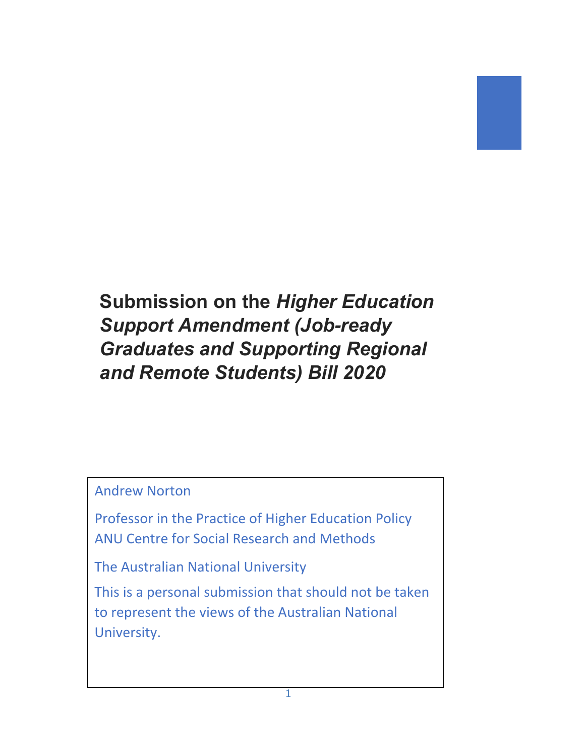# Submission on the *Higher Education Support Amendment (Job-ready Graduates and Supporting Regional and Remote Students) Bill 2020*

Andrew Norton

Professor in the Practice of Higher Education Policy
ANU Centre for Social Research and Methods

The Australian National University

This is a personal submission that should not be taken to represent the views of the Australian National University.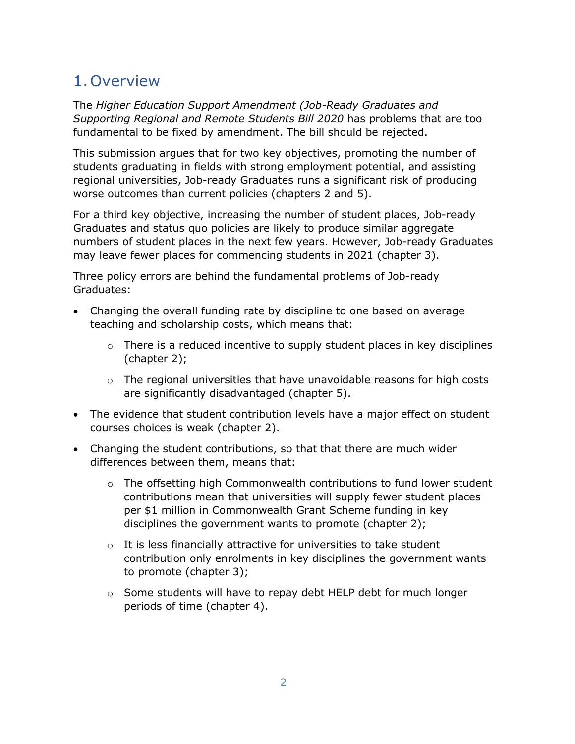# 1. Overview

The *Higher Education Support Amendment (Job-Ready Graduates and Supporting Regional and Remote Students Bill 2020* has problems that are too fundamental to be fixed by amendment. The bill should be rejected.

This submission argues that for two key objectives, promoting the number of students graduating in fields with strong employment potential, and assisting regional universities, Job-ready Graduates runs a significant risk of producing worse outcomes than current policies (chapters 2 and 5).

For a third key objective, increasing the number of student places, Job-ready Graduates and status quo policies are likely to produce similar aggregate numbers of student places in the next few years. However, Job-ready Graduates may leave fewer places for commencing students in 2021 (chapter 3).

Three policy errors are behind the fundamental problems of Job-ready Graduates:

- Changing the overall funding rate by discipline to one based on average teaching and scholarship costs, which means that:
    - There is a reduced incentive to supply student places in key disciplines (chapter 2);
    - The regional universities that have unavoidable reasons for high costs are significantly disadvantaged (chapter 5).
- The evidence that student contribution levels have a major effect on student courses choices is weak (chapter 2).
- Changing the student contributions, so that that there are much wider differences between them, means that:
    - The offsetting high Commonwealth contributions to fund lower student contributions mean that universities will supply fewer student places per $1 million in Commonwealth Grant Scheme funding in key disciplines the government wants to promote (chapter 2);
    - It is less financially attractive for universities to take student contribution only enrolments in key disciplines the government wants to promote (chapter 3);
    - Some students will have to repay debt HELP debt for much longer periods of time (chapter 4).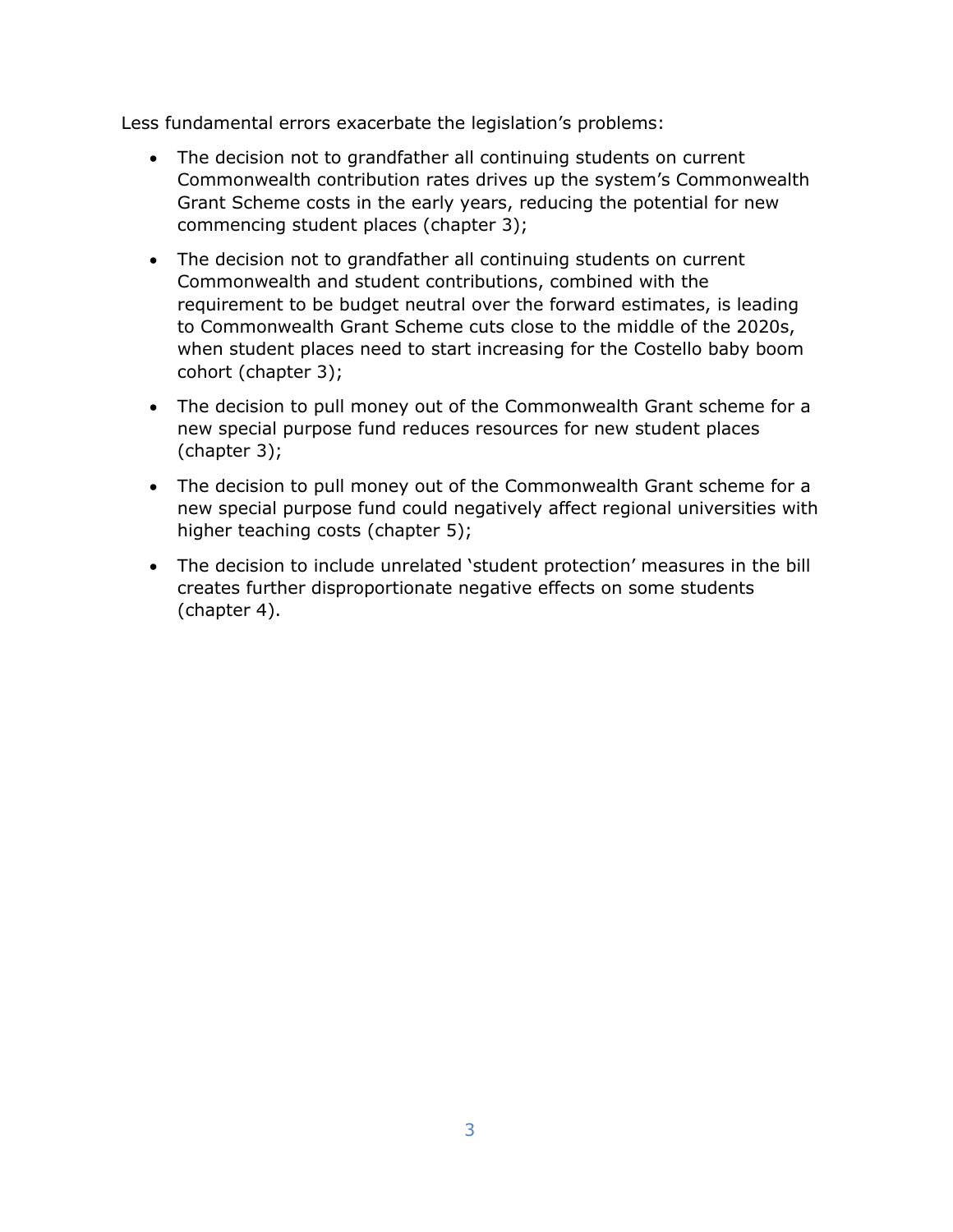Less fundamental errors exacerbate the legislation's problems:

- The decision not to grandfather all continuing students on current Commonwealth contribution rates drives up the system's Commonwealth Grant Scheme costs in the early years, reducing the potential for new commencing student places (chapter 3);
- The decision not to grandfather all continuing students on current Commonwealth and student contributions, combined with the requirement to be budget neutral over the forward estimates, is leading to Commonwealth Grant Scheme cuts close to the middle of the 2020s, when student places need to start increasing for the Costello baby boom cohort (chapter 3);
- The decision to pull money out of the Commonwealth Grant scheme for a new special purpose fund reduces resources for new student places (chapter 3);
- The decision to pull money out of the Commonwealth Grant scheme for a new special purpose fund could negatively affect regional universities with higher teaching costs (chapter 5);
- The decision to include unrelated 'student protection' measures in the bill creates further disproportionate negative effects on some students (chapter 4).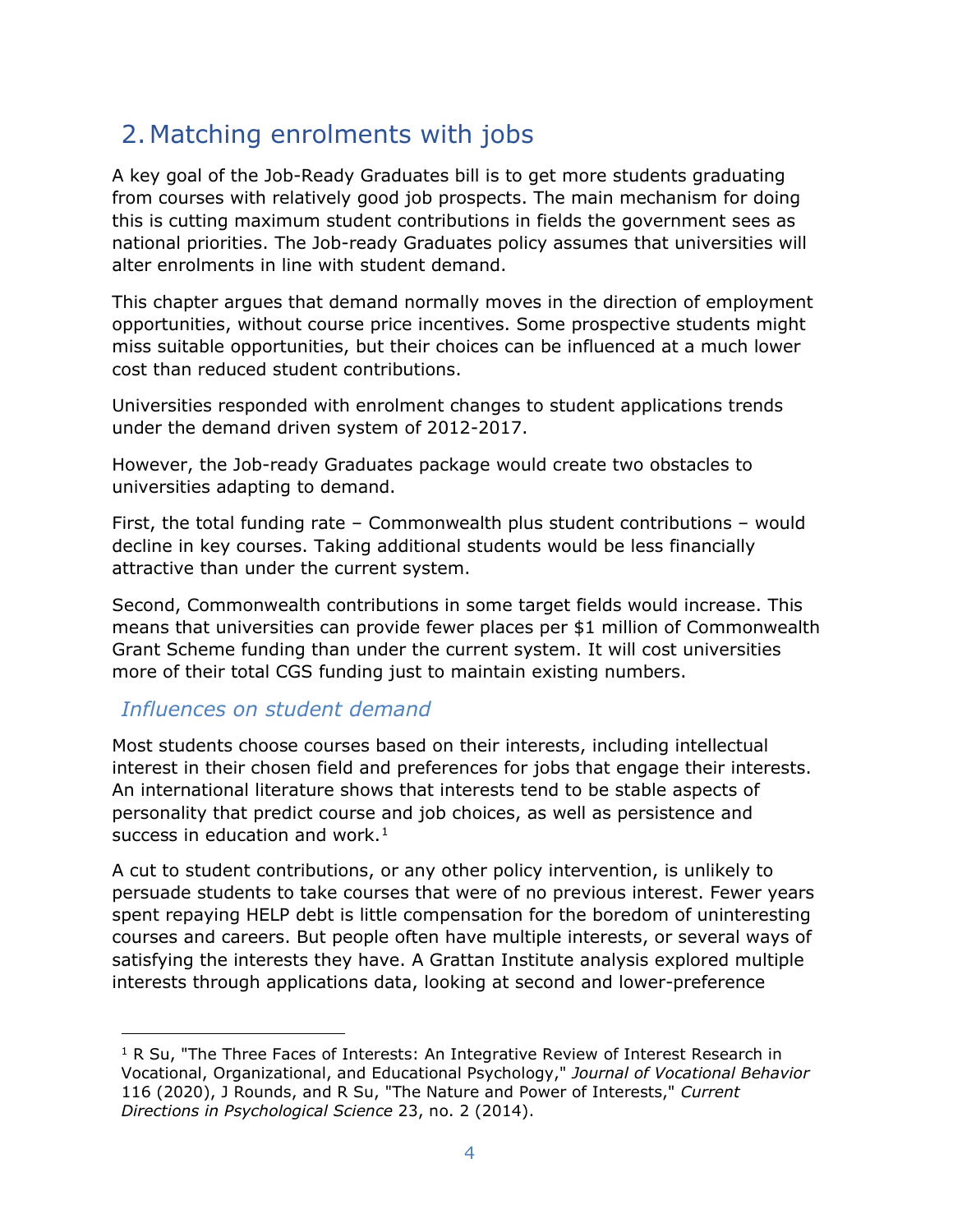## 2. Matching enrolments with jobs

A key goal of the Job-Ready Graduates bill is to get more students graduating from courses with relatively good job prospects. The main mechanism for doing this is cutting maximum student contributions in fields the government sees as national priorities. The Job-ready Graduates policy assumes that universities will alter enrolments in line with student demand.

This chapter argues that demand normally moves in the direction of employment opportunities, without course price incentives. Some prospective students might miss suitable opportunities, but their choices can be influenced at a much lower cost than reduced student contributions.

Universities responded with enrolment changes to student applications trends under the demand driven system of 2012-2017.

However, the Job-ready Graduates package would create two obstacles to universities adapting to demand.

First, the total funding rate – Commonwealth plus student contributions – would decline in key courses. Taking additional students would be less financially attractive than under the current system.

Second, Commonwealth contributions in some target fields would increase. This means that universities can provide fewer places per $1 million of Commonwealth Grant Scheme funding than under the current system. It will cost universities more of their total CGS funding just to maintain existing numbers.

### *Influences on student demand*

Most students choose courses based on their interests, including intellectual interest in their chosen field and preferences for jobs that engage their interests. An international literature shows that interests tend to be stable aspects of personality that predict course and job choices, as well as persistence and success in education and work.[1]

A cut to student contributions, or any other policy intervention, is unlikely to persuade students to take courses that were of no previous interest. Fewer years spent repaying HELP debt is little compensation for the boredom of uninteresting courses and careers. But people often have multiple interests, or several ways of satisfying the interests they have. A Grattan Institute analysis explored multiple interests through applications data, looking at second and lower-preference

[1] R Su, "The Three Faces of Interests: An Integrative Review of Interest Research in Vocational, Organizational, and Educational Psychology," *Journal of Vocational Behavior* 116 (2020), J Rounds, and R Su, "The Nature and Power of Interests," *Current Directions in Psychological Science* 23, no. 2 (2014).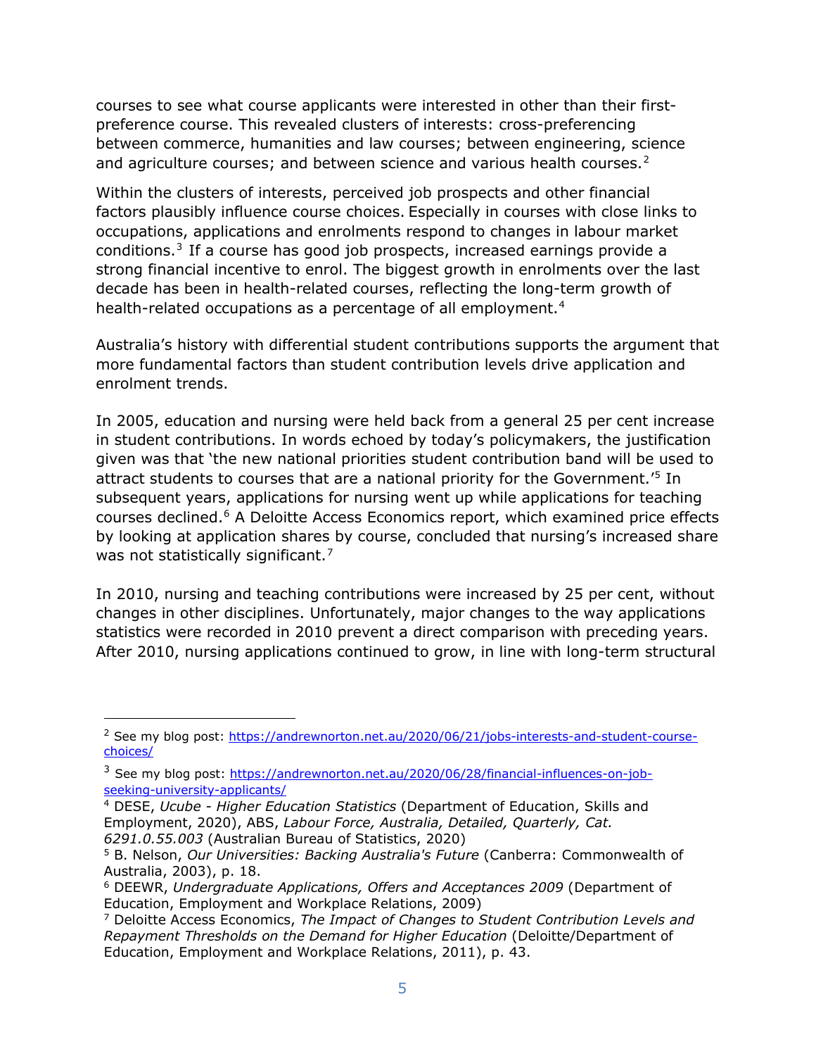courses to see what course applicants were interested in other than their first-preference course. This revealed clusters of interests: cross-preferencing between commerce, humanities and law courses; between engineering, science and agriculture courses; and between science and various health courses.[2]

Within the clusters of interests, perceived job prospects and other financial factors plausibly influence course choices. Especially in courses with close links to occupations, applications and enrolments respond to changes in labour market conditions.[3] If a course has good job prospects, increased earnings provide a strong financial incentive to enrol. The biggest growth in enrolments over the last decade has been in health-related courses, reflecting the long-term growth of health-related occupations as a percentage of all employment.[4]

Australia's history with differential student contributions supports the argument that more fundamental factors than student contribution levels drive application and enrolment trends.

In 2005, education and nursing were held back from a general 25 per cent increase in student contributions. In words echoed by today's policymakers, the justification given was that 'the new national priorities student contribution band will be used to attract students to courses that are a national priority for the Government.'[5] In subsequent years, applications for nursing went up while applications for teaching courses declined.[6] A Deloitte Access Economics report, which examined price effects by looking at application shares by course, concluded that nursing's increased share was not statistically significant.[7]

In 2010, nursing and teaching contributions were increased by 25 per cent, without changes in other disciplines. Unfortunately, major changes to the way applications statistics were recorded in 2010 prevent a direct comparison with preceding years. After 2010, nursing applications continued to grow, in line with long-term structural

---

[2] See my blog post: https://andrewnorton.net.au/2020/06/21/jobs-interests-and-student-course-choices/

[3] See my blog post: https://andrewnorton.net.au/2020/06/28/financial-influences-on-job-seeking-university-applicants/

[4] DESE, *Ucube - Higher Education Statistics* (Department of Education, Skills and Employment, 2020), ABS, *Labour Force, Australia, Detailed, Quarterly, Cat. 6291.0.55.003* (Australian Bureau of Statistics, 2020)

[5] B. Nelson, *Our Universities: Backing Australia's Future* (Canberra: Commonwealth of Australia, 2003), p. 18.

[6] DEEWR, *Undergraduate Applications, Offers and Acceptances 2009* (Department of Education, Employment and Workplace Relations, 2009)

[7] Deloitte Access Economics, *The Impact of Changes to Student Contribution Levels and Repayment Thresholds on the Demand for Higher Education* (Deloitte/Department of Education, Employment and Workplace Relations, 2011), p. 43.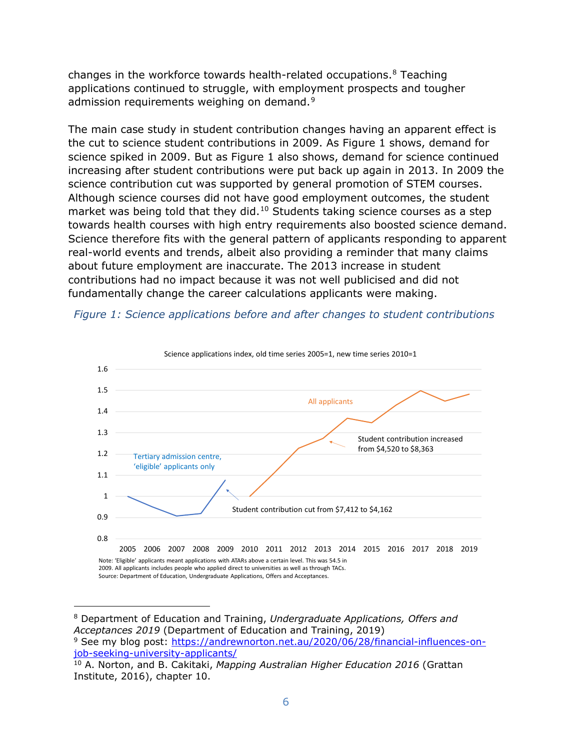changes in the workforce towards health-related occupations.[8] Teaching applications continued to struggle, with employment prospects and tougher admission requirements weighing on demand.[9]

The main case study in student contribution changes having an apparent effect is the cut to science student contributions in 2009. As Figure 1 shows, demand for science spiked in 2009. But as Figure 1 also shows, demand for science continued increasing after student contributions were put back up again in 2013. In 2009 the science contribution cut was supported by general promotion of STEM courses. Although science courses did not have good employment outcomes, the student market was being told that they did.[10] Students taking science courses as a step towards health courses with high entry requirements also boosted science demand. Science therefore fits with the general pattern of applicants responding to apparent real-world events and trends, albeit also providing a reminder that many claims about future employment are inaccurate. The 2013 increase in student contributions had no impact because it was not well publicised and did not fundamentally change the career calculations applicants were making.

*Figure 1: Science applications before and after changes to student contributions*

Science applications index, old time series 2005=1, new time series 2010=1

Tertiary admission centre, 'eligible' applicants only

All applicants

Student contribution cut from $7,412 to $4,162

Student contribution increased from $4,520 to $8,363

Note: 'Eligible' applicants meant applications with ATARs above a certain level. This was 54.5 in 2009. All applicants includes people who applied direct to universities as well as through TACs.
Source: Department of Education, Undergraduate Applications, Offers and Acceptances.

---

[8] Department of Education and Training, *Undergraduate Applications, Offers and Acceptances 2019* (Department of Education and Training, 2019)

[9] See my blog post: https://andrewnorton.net.au/2020/06/28/financial-influences-on-job-seeking-university-applicants/

[10] A. Norton, and B. Cakitaki, *Mapping Australian Higher Education 2016* (Grattan Institute, 2016), chapter 10.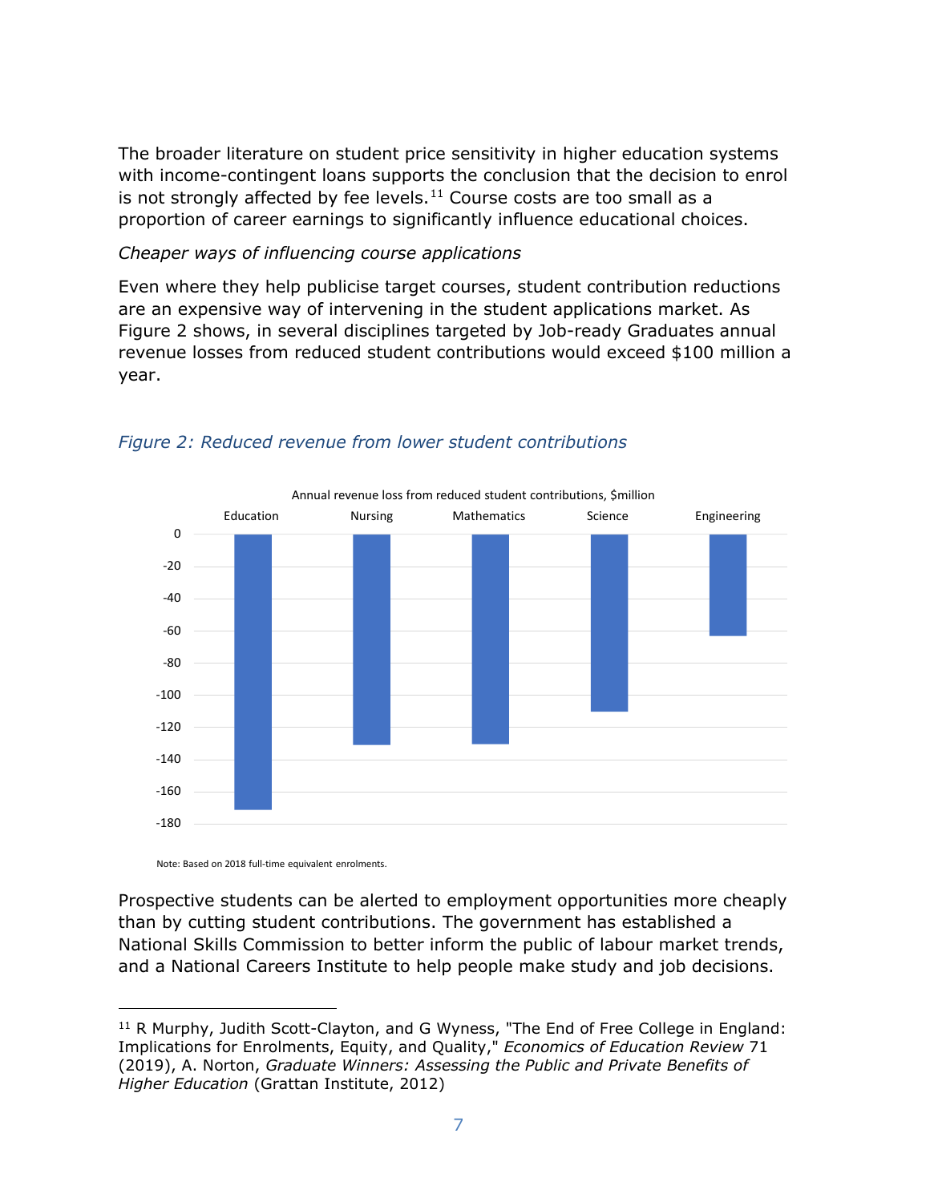The broader literature on student price sensitivity in higher education systems with income-contingent loans supports the conclusion that the decision to enrol is not strongly affected by fee levels.[11] Course costs are too small as a proportion of career earnings to significantly influence educational choices.

*Cheaper ways of influencing course applications*

Even where they help publicise target courses, student contribution reductions are an expensive way of intervening in the student applications market. As Figure 2 shows, in several disciplines targeted by Job-ready Graduates annual revenue losses from reduced student contributions would exceed $100 million a year.

*Figure 2: Reduced revenue from lower student contributions*

Note: Based on 2018 full-time equivalent enrolments.

Prospective students can be alerted to employment opportunities more cheaply than by cutting student contributions. The government has established a National Skills Commission to better inform the public of labour market trends, and a National Careers Institute to help people make study and job decisions.

---

[11] R Murphy, Judith Scott-Clayton, and G Wyness, "The End of Free College in England: Implications for Enrolments, Equity, and Quality," *Economics of Education Review* 71 (2019), A. Norton, *Graduate Winners: Assessing the Public and Private Benefits of Higher Education* (Grattan Institute, 2012)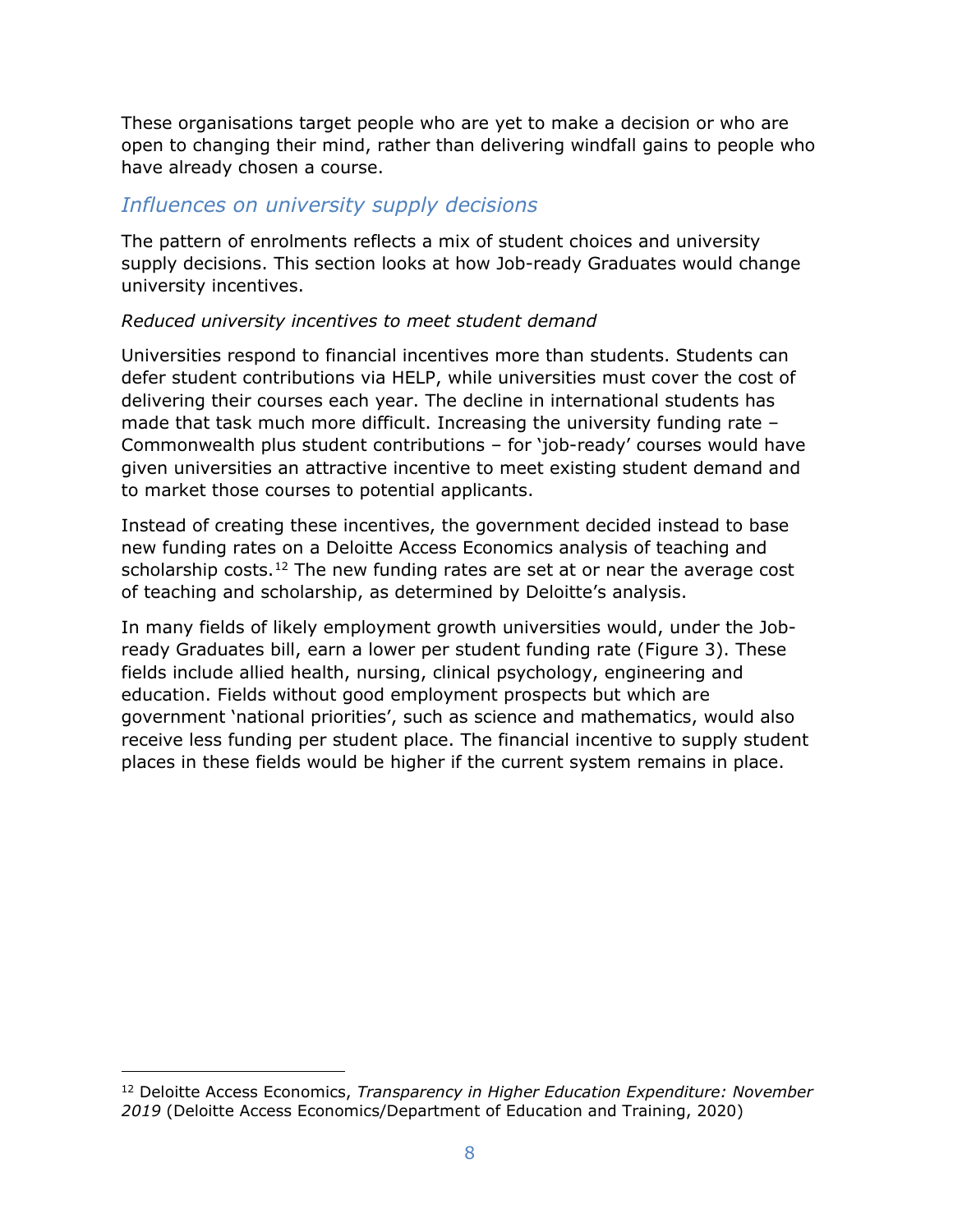These organisations target people who are yet to make a decision or who are open to changing their mind, rather than delivering windfall gains to people who have already chosen a course.

## *Influences on university supply decisions*

The pattern of enrolments reflects a mix of student choices and university supply decisions. This section looks at how Job-ready Graduates would change university incentives.

### *Reduced university incentives to meet student demand*

Universities respond to financial incentives more than students. Students can defer student contributions via HELP, while universities must cover the cost of delivering their courses each year. The decline in international students has made that task much more difficult. Increasing the university funding rate – Commonwealth plus student contributions – for 'job-ready' courses would have given universities an attractive incentive to meet existing student demand and to market those courses to potential applicants.

Instead of creating these incentives, the government decided instead to base new funding rates on a Deloitte Access Economics analysis of teaching and scholarship costs.[12] The new funding rates are set at or near the average cost of teaching and scholarship, as determined by Deloitte's analysis.

In many fields of likely employment growth universities would, under the Job-ready Graduates bill, earn a lower per student funding rate (Figure 3). These fields include allied health, nursing, clinical psychology, engineering and education. Fields without good employment prospects but which are government 'national priorities', such as science and mathematics, would also receive less funding per student place. The financial incentive to supply student places in these fields would be higher if the current system remains in place.

---

[12] Deloitte Access Economics, *Transparency in Higher Education Expenditure: November 2019* (Deloitte Access Economics/Department of Education and Training, 2020)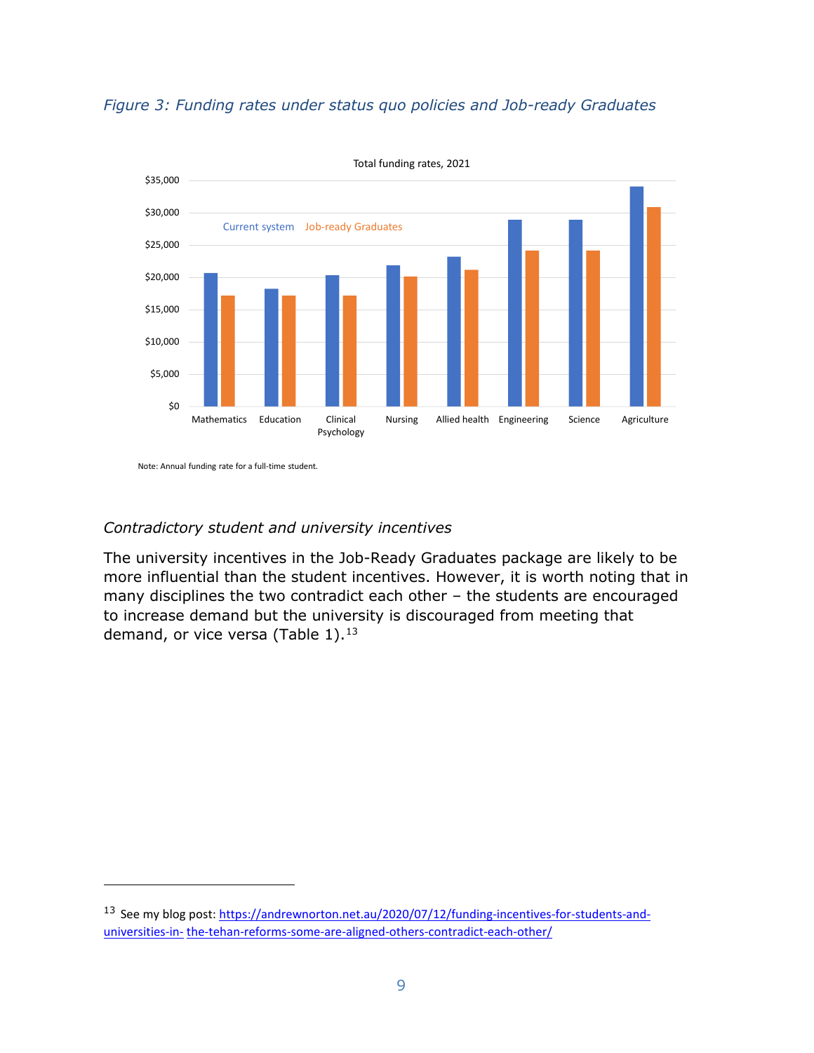*Figure 3: Funding rates under status quo policies and Job-ready Graduates*

Note: Annual funding rate for a full-time student.

*Contradictory student and university incentives*

The university incentives in the Job-Ready Graduates package are likely to be more influential than the student incentives. However, it is worth noting that in many disciplines the two contradict each other – the students are encouraged to increase demand but the university is discouraged from meeting that demand, or vice versa (Table 1).[13]

---

[13] See my blog post: https://andrewnorton.net.au/2020/07/12/funding-incentives-for-students-and-universities-in- the-tehan-reforms-some-are-aligned-others-contradict-each-other/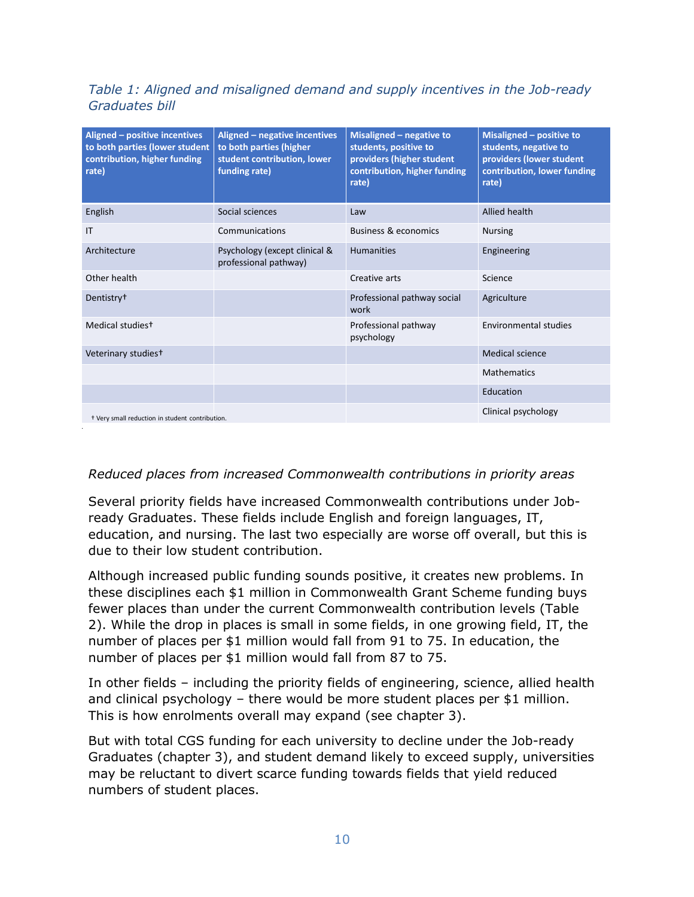*Table 1: Aligned and misaligned demand and supply incentives in the Job-ready Graduates bill*

| Aligned – positive incentives to both parties (lower student contribution, higher funding rate) | Aligned – negative incentives to both parties (higher student contribution, lower funding rate) | Misaligned – negative to students, positive to providers (higher student contribution, higher funding rate) | Misaligned – positive to students, negative to providers (lower student contribution, lower funding rate) |
|---|---|---|---|
| English | Social sciences | Law | Allied health |
| IT | Communications | Business & economics | Nursing |
| Architecture | Psychology (except clinical & professional pathway) | Humanities | Engineering |
| Other health | | Creative arts | Science |
| Dentistry† | | Professional pathway social work | Agriculture |
| Medical studies† | | Professional pathway psychology | Environmental studies |
| Veterinary studies† | | | Medical science |
| | | | Mathematics |
| | | | Education |
| † Very small reduction in student contribution. | | | Clinical psychology |

*Reduced places from increased Commonwealth contributions in priority areas*

Several priority fields have increased Commonwealth contributions under Job-ready Graduates. These fields include English and foreign languages, IT, education, and nursing. The last two especially are worse off overall, but this is due to their low student contribution.

Although increased public funding sounds positive, it creates new problems. In these disciplines each $1 million in Commonwealth Grant Scheme funding buys fewer places than under the current Commonwealth contribution levels (Table 2). While the drop in places is small in some fields, in one growing field, IT, the number of places per $1 million would fall from 91 to 75. In education, the number of places per $1 million would fall from 87 to 75.

In other fields – including the priority fields of engineering, science, allied health and clinical psychology – there would be more student places per $1 million. This is how enrolments overall may expand (see chapter 3).

But with total CGS funding for each university to decline under the Job-ready Graduates (chapter 3), and student demand likely to exceed supply, universities may be reluctant to divert scarce funding towards fields that yield reduced numbers of student places.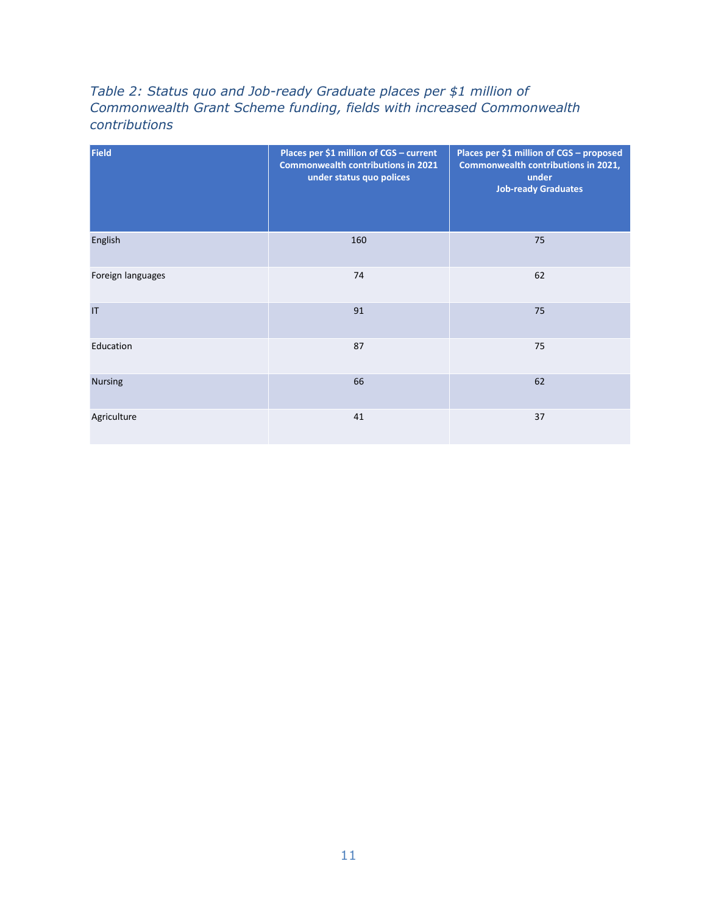*Table 2: Status quo and Job-ready Graduate places per $1 million of Commonwealth Grant Scheme funding, fields with increased Commonwealth contributions*

| Field | Places per $1 million of CGS – current Commonwealth contributions in 2021 under status quo polices | Places per $1 million of CGS – proposed Commonwealth contributions in 2021, under Job-ready Graduates |
|---|---|---|
| English | 160 | 75 |
| Foreign languages | 74 | 62 |
| IT | 91 | 75 |
| Education | 87 | 75 |
| Nursing | 66 | 62 |
| Agriculture | 41 | 37 |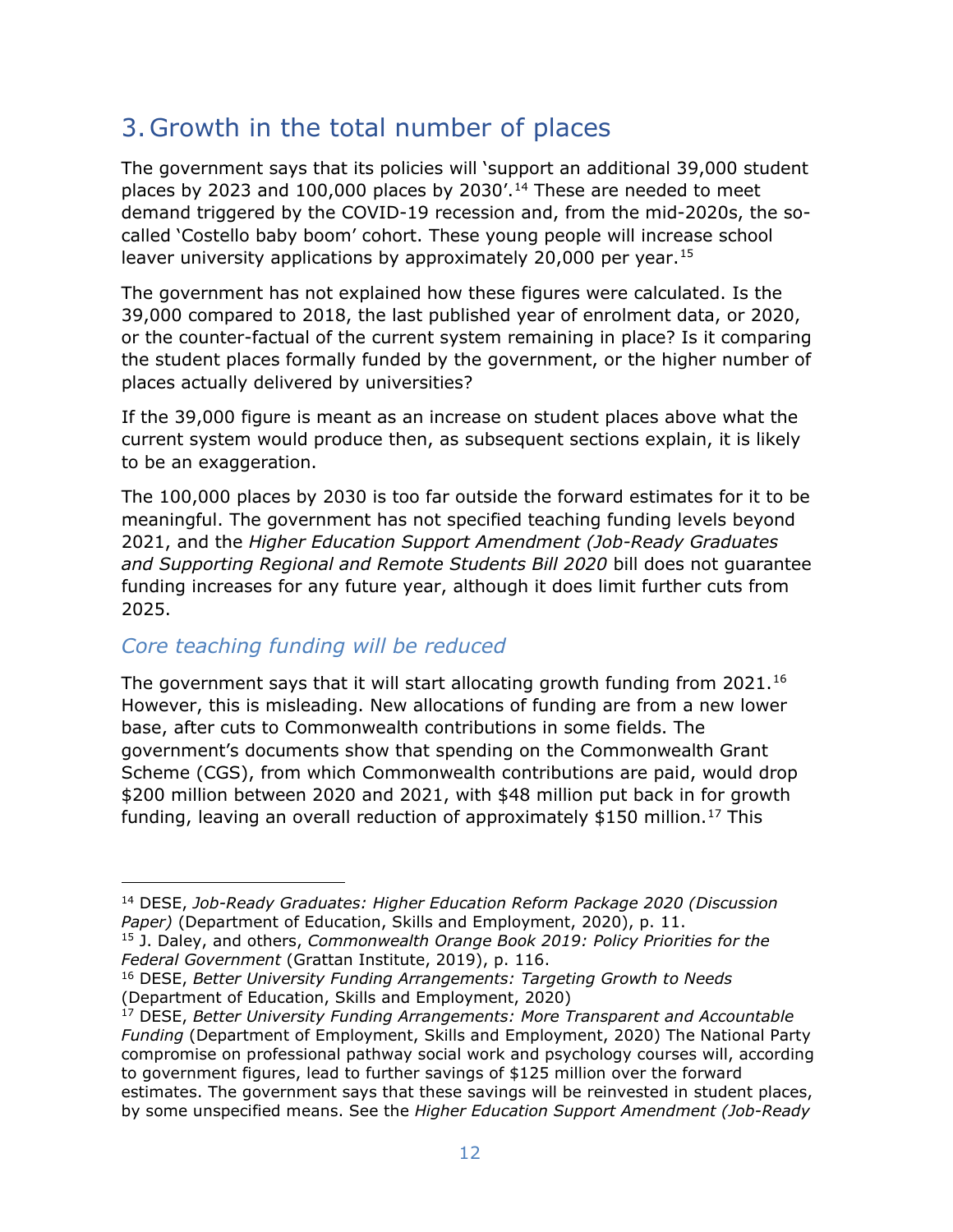## 3. Growth in the total number of places

The government says that its policies will 'support an additional 39,000 student places by 2023 and 100,000 places by 2030'.[14] These are needed to meet demand triggered by the COVID-19 recession and, from the mid-2020s, the so-called 'Costello baby boom' cohort. These young people will increase school leaver university applications by approximately 20,000 per year.[15]

The government has not explained how these figures were calculated. Is the 39,000 compared to 2018, the last published year of enrolment data, or 2020, or the counter-factual of the current system remaining in place? Is it comparing the student places formally funded by the government, or the higher number of places actually delivered by universities?

If the 39,000 figure is meant as an increase on student places above what the current system would produce then, as subsequent sections explain, it is likely to be an exaggeration.

The 100,000 places by 2030 is too far outside the forward estimates for it to be meaningful. The government has not specified teaching funding levels beyond 2021, and the *Higher Education Support Amendment (Job-Ready Graduates and Supporting Regional and Remote Students Bill 2020* bill does not guarantee funding increases for any future year, although it does limit further cuts from 2025.

### *Core teaching funding will be reduced*

The government says that it will start allocating growth funding from 2021.[16] However, this is misleading. New allocations of funding are from a new lower base, after cuts to Commonwealth contributions in some fields. The government's documents show that spending on the Commonwealth Grant Scheme (CGS), from which Commonwealth contributions are paid, would drop $200 million between 2020 and 2021, with $48 million put back in for growth funding, leaving an overall reduction of approximately $150 million.[17] This

---

[14] DESE, *Job-Ready Graduates: Higher Education Reform Package 2020 (Discussion Paper)* (Department of Education, Skills and Employment, 2020), p. 11.

[15] J. Daley, and others, *Commonwealth Orange Book 2019: Policy Priorities for the Federal Government* (Grattan Institute, 2019), p. 116.

[16] DESE, *Better University Funding Arrangements: Targeting Growth to Needs* (Department of Education, Skills and Employment, 2020)

[17] DESE, *Better University Funding Arrangements: More Transparent and Accountable Funding* (Department of Employment, Skills and Employment, 2020) The National Party compromise on professional pathway social work and psychology courses will, according to government figures, lead to further savings of $125 million over the forward estimates. The government says that these savings will be reinvested in student places, by some unspecified means. See the *Higher Education Support Amendment (Job-Ready*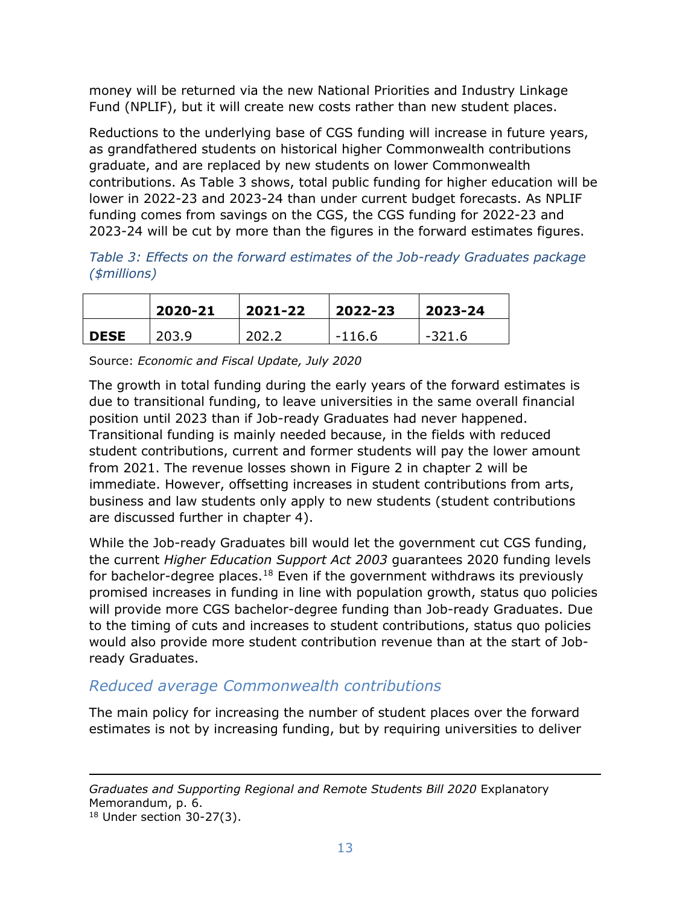money will be returned via the new National Priorities and Industry Linkage Fund (NPLIF), but it will create new costs rather than new student places.

Reductions to the underlying base of CGS funding will increase in future years, as grandfathered students on historical higher Commonwealth contributions graduate, and are replaced by new students on lower Commonwealth contributions. As Table 3 shows, total public funding for higher education will be lower in 2022-23 and 2023-24 than under current budget forecasts. As NPLIF funding comes from savings on the CGS, the CGS funding for 2022-23 and 2023-24 will be cut by more than the figures in the forward estimates figures.

*Table 3: Effects on the forward estimates of the Job-ready Graduates package ($millions)*

| | 2020-21 | 2021-22 | 2022-23 | 2023-24 |
|---|---|---|---|---|
| **DESE** | 203.9 | 202.2 | -116.6 | -321.6 |

Source: *Economic and Fiscal Update, July 2020*

The growth in total funding during the early years of the forward estimates is due to transitional funding, to leave universities in the same overall financial position until 2023 than if Job-ready Graduates had never happened. Transitional funding is mainly needed because, in the fields with reduced student contributions, current and former students will pay the lower amount from 2021. The revenue losses shown in Figure 2 in chapter 2 will be immediate. However, offsetting increases in student contributions from arts, business and law students only apply to new students (student contributions are discussed further in chapter 4).

While the Job-ready Graduates bill would let the government cut CGS funding, the current *Higher Education Support Act 2003* guarantees 2020 funding levels for bachelor-degree places.[18] Even if the government withdraws its previously promised increases in funding in line with population growth, status quo policies will provide more CGS bachelor-degree funding than Job-ready Graduates. Due to the timing of cuts and increases to student contributions, status quo policies would also provide more student contribution revenue than at the start of Job-ready Graduates.

## *Reduced average Commonwealth contributions*

The main policy for increasing the number of student places over the forward estimates is not by increasing funding, but by requiring universities to deliver

---

*Graduates and Supporting Regional and Remote Students Bill 2020* Explanatory Memorandum, p. 6.

[18] Under section 30-27(3).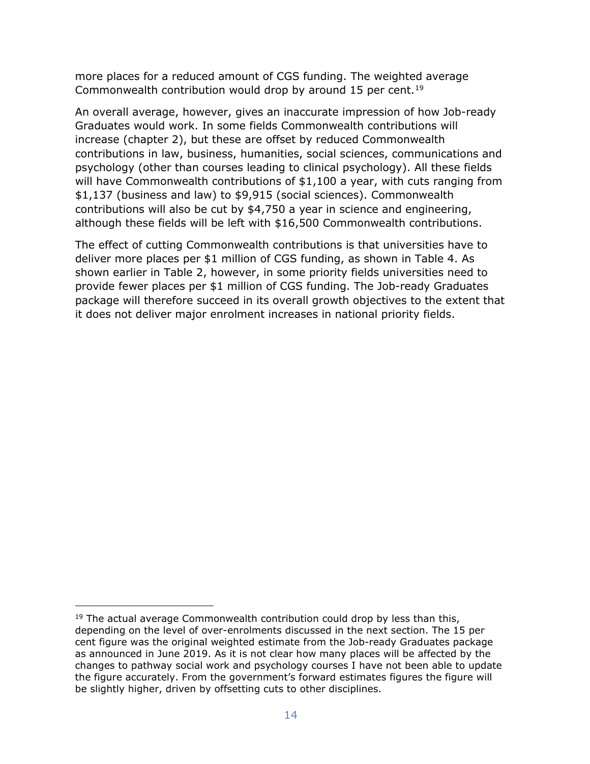more places for a reduced amount of CGS funding. The weighted average Commonwealth contribution would drop by around 15 per cent.[19]

An overall average, however, gives an inaccurate impression of how Job-ready Graduates would work. In some fields Commonwealth contributions will increase (chapter 2), but these are offset by reduced Commonwealth contributions in law, business, humanities, social sciences, communications and psychology (other than courses leading to clinical psychology). All these fields will have Commonwealth contributions of $1,100 a year, with cuts ranging from $1,137 (business and law) to $9,915 (social sciences). Commonwealth contributions will also be cut by $4,750 a year in science and engineering, although these fields will be left with $16,500 Commonwealth contributions.

The effect of cutting Commonwealth contributions is that universities have to deliver more places per $1 million of CGS funding, as shown in Table 4. As shown earlier in Table 2, however, in some priority fields universities need to provide fewer places per $1 million of CGS funding. The Job-ready Graduates package will therefore succeed in its overall growth objectives to the extent that it does not deliver major enrolment increases in national priority fields.

---

[19] The actual average Commonwealth contribution could drop by less than this, depending on the level of over-enrolments discussed in the next section. The 15 per cent figure was the original weighted estimate from the Job-ready Graduates package as announced in June 2019. As it is not clear how many places will be affected by the changes to pathway social work and psychology courses I have not been able to update the figure accurately. From the government's forward estimates figures the figure will be slightly higher, driven by offsetting cuts to other disciplines.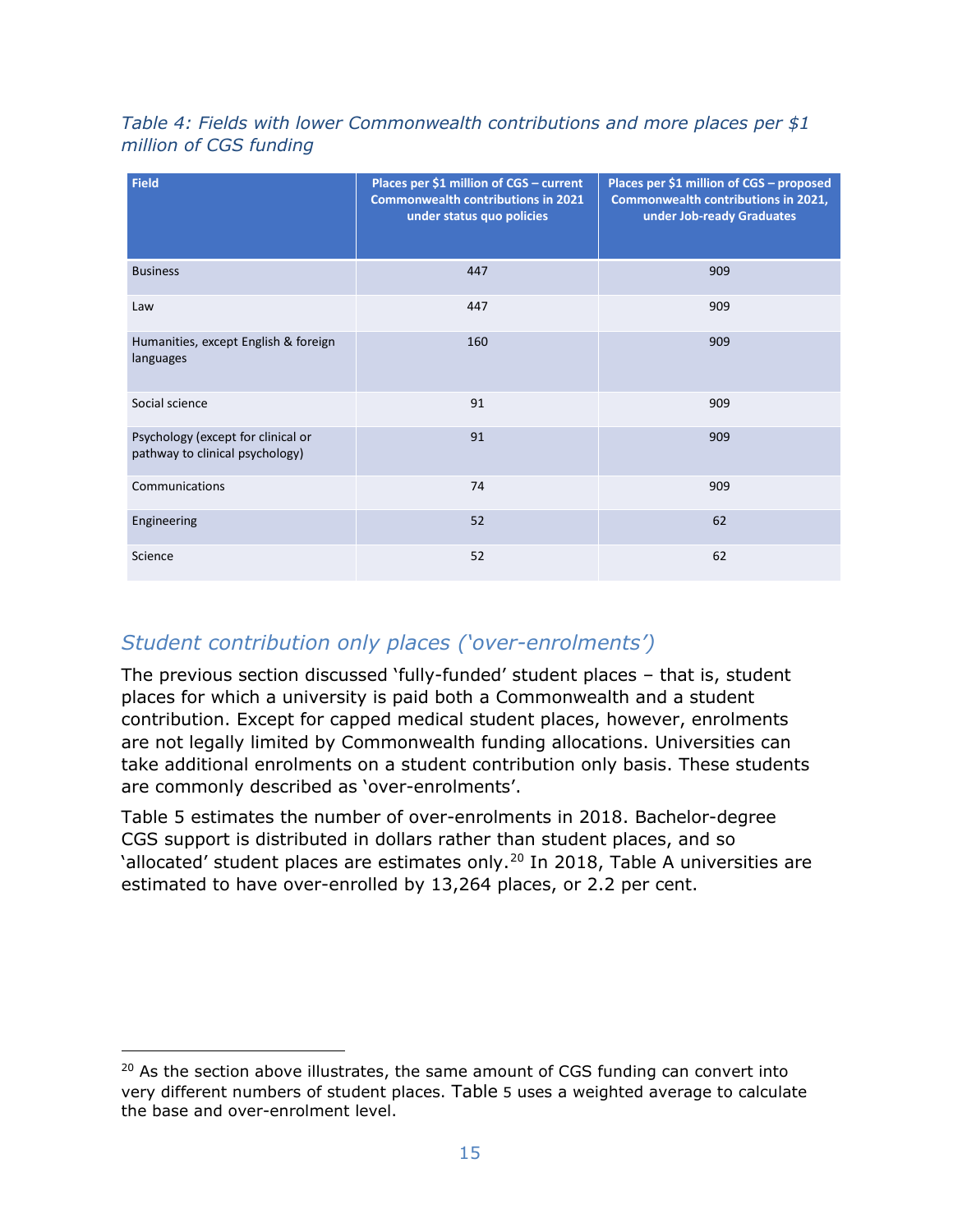*Table 4: Fields with lower Commonwealth contributions and more places per $1 million of CGS funding*

| Field | Places per $1 million of CGS – current Commonwealth contributions in 2021 under status quo policies | Places per $1 million of CGS – proposed Commonwealth contributions in 2021, under Job-ready Graduates |
|---|---|---|
| Business | 447 | 909 |
| Law | 447 | 909 |
| Humanities, except English & foreign languages | 160 | 909 |
| Social science | 91 | 909 |
| Psychology (except for clinical or pathway to clinical psychology) | 91 | 909 |
| Communications | 74 | 909 |
| Engineering | 52 | 62 |
| Science | 52 | 62 |

## *Student contribution only places ('over-enrolments')*

The previous section discussed 'fully-funded' student places – that is, student places for which a university is paid both a Commonwealth and a student contribution. Except for capped medical student places, however, enrolments are not legally limited by Commonwealth funding allocations. Universities can take additional enrolments on a student contribution only basis. These students are commonly described as 'over-enrolments'.

Table 5 estimates the number of over-enrolments in 2018. Bachelor-degree CGS support is distributed in dollars rather than student places, and so 'allocated' student places are estimates only.[20] In 2018, Table A universities are estimated to have over-enrolled by 13,264 places, or 2.2 per cent.

---

[20] As the section above illustrates, the same amount of CGS funding can convert into very different numbers of student places. Table 5 uses a weighted average to calculate the base and over-enrolment level.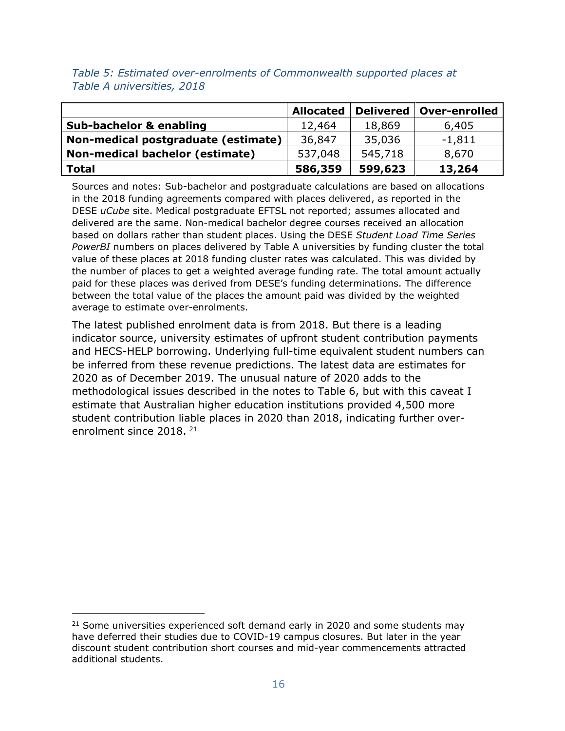*Table 5: Estimated over-enrolments of Commonwealth supported places at Table A universities, 2018*

| | Allocated | Delivered | Over-enrolled |
|---|---|---|---|
| **Sub-bachelor & enabling** | 12,464 | 18,869 | 6,405 |
| **Non-medical postgraduate (estimate)** | 36,847 | 35,036 | -1,811 |
| **Non-medical bachelor (estimate)** | 537,048 | 545,718 | 8,670 |
| **Total** | **586,359** | **599,623** | **13,264** |

Sources and notes: Sub-bachelor and postgraduate calculations are based on allocations in the 2018 funding agreements compared with places delivered, as reported in the DESE *uCube* site. Medical postgraduate EFTSL not reported; assumes allocated and delivered are the same. Non-medical bachelor degree courses received an allocation based on dollars rather than student places. Using the DESE *Student Load Time Series PowerBI* numbers on places delivered by Table A universities by funding cluster the total value of these places at 2018 funding cluster rates was calculated. This was divided by the number of places to get a weighted average funding rate. The total amount actually paid for these places was derived from DESE's funding determinations. The difference between the total value of the places the amount paid was divided by the weighted average to estimate over-enrolments.

The latest published enrolment data is from 2018. But there is a leading indicator source, university estimates of upfront student contribution payments and HECS-HELP borrowing. Underlying full-time equivalent student numbers can be inferred from these revenue predictions. The latest data are estimates for 2020 as of December 2019. The unusual nature of 2020 adds to the methodological issues described in the notes to Table 6, but with this caveat I estimate that Australian higher education institutions provided 4,500 more student contribution liable places in 2020 than 2018, indicating further over-enrolment since 2018.[21]

[21] Some universities experienced soft demand early in 2020 and some students may have deferred their studies due to COVID-19 campus closures. But later in the year discount student contribution short courses and mid-year commencements attracted additional students.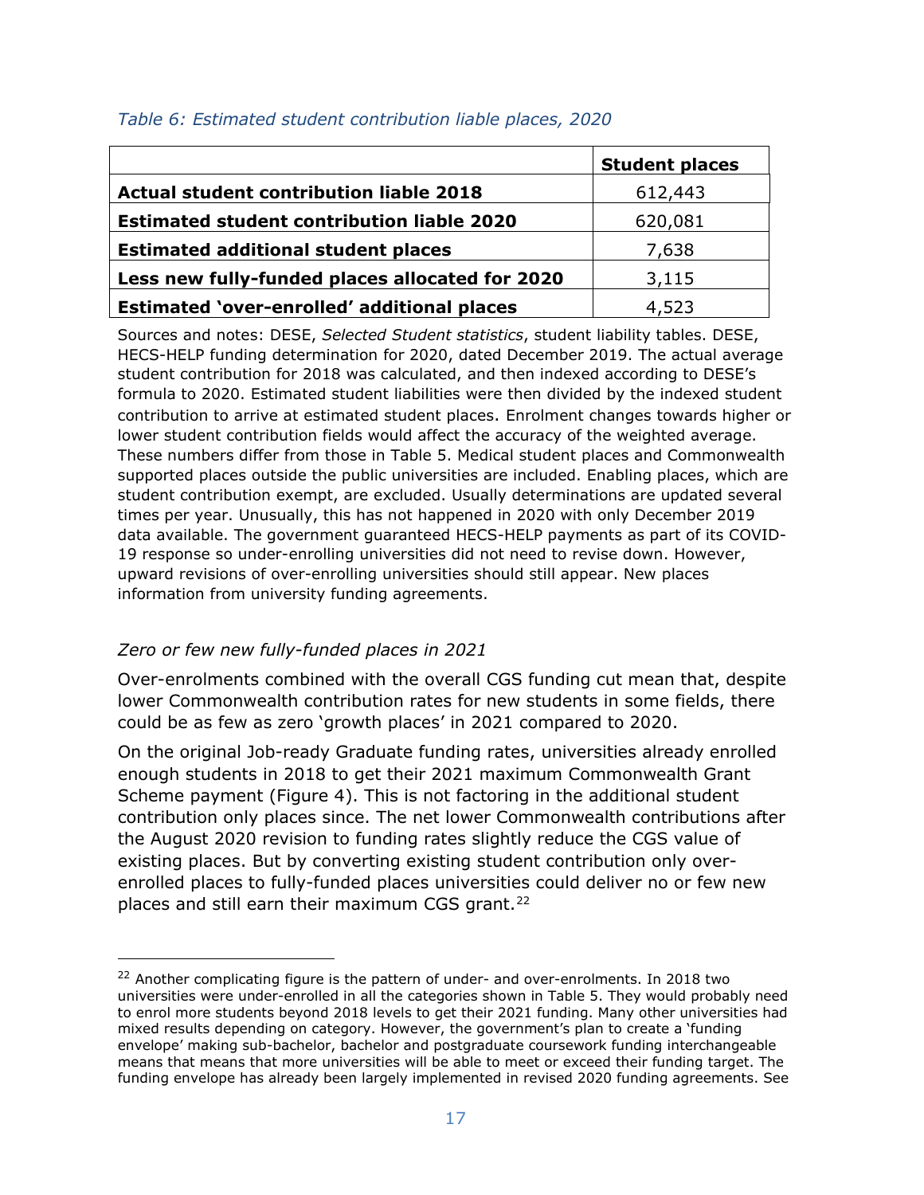*Table 6: Estimated student contribution liable places, 2020*

| | **Student places** |
|---|---|
| **Actual student contribution liable 2018** | 612,443 |
| **Estimated student contribution liable 2020** | 620,081 |
| **Estimated additional student places** | 7,638 |
| **Less new fully-funded places allocated for 2020** | 3,115 |
| **Estimated 'over-enrolled' additional places** | 4,523 |

Sources and notes: DESE, *Selected Student statistics*, student liability tables. DESE, HECS-HELP funding determination for 2020, dated December 2019. The actual average student contribution for 2018 was calculated, and then indexed according to DESE's formula to 2020. Estimated student liabilities were then divided by the indexed student contribution to arrive at estimated student places. Enrolment changes towards higher or lower student contribution fields would affect the accuracy of the weighted average. These numbers differ from those in Table 5. Medical student places and Commonwealth supported places outside the public universities are included. Enabling places, which are student contribution exempt, are excluded. Usually determinations are updated several times per year. Unusually, this has not happened in 2020 with only December 2019 data available. The government guaranteed HECS-HELP payments as part of its COVID-19 response so under-enrolling universities did not need to revise down. However, upward revisions of over-enrolling universities should still appear. New places information from university funding agreements.

### *Zero or few new fully-funded places in 2021*

Over-enrolments combined with the overall CGS funding cut mean that, despite lower Commonwealth contribution rates for new students in some fields, there could be as few as zero 'growth places' in 2021 compared to 2020.

On the original Job-ready Graduate funding rates, universities already enrolled enough students in 2018 to get their 2021 maximum Commonwealth Grant Scheme payment (Figure 4). This is not factoring in the additional student contribution only places since. The net lower Commonwealth contributions after the August 2020 revision to funding rates slightly reduce the CGS value of existing places. But by converting existing student contribution only over-enrolled places to fully-funded places universities could deliver no or few new places and still earn their maximum CGS grant.[22]

[22] Another complicating figure is the pattern of under- and over-enrolments. In 2018 two universities were under-enrolled in all the categories shown in Table 5. They would probably need to enrol more students beyond 2018 levels to get their 2021 funding. Many other universities had mixed results depending on category. However, the government's plan to create a 'funding envelope' making sub-bachelor, bachelor and postgraduate coursework funding interchangeable means that means that more universities will be able to meet or exceed their funding target. The funding envelope has already been largely implemented in revised 2020 funding agreements. See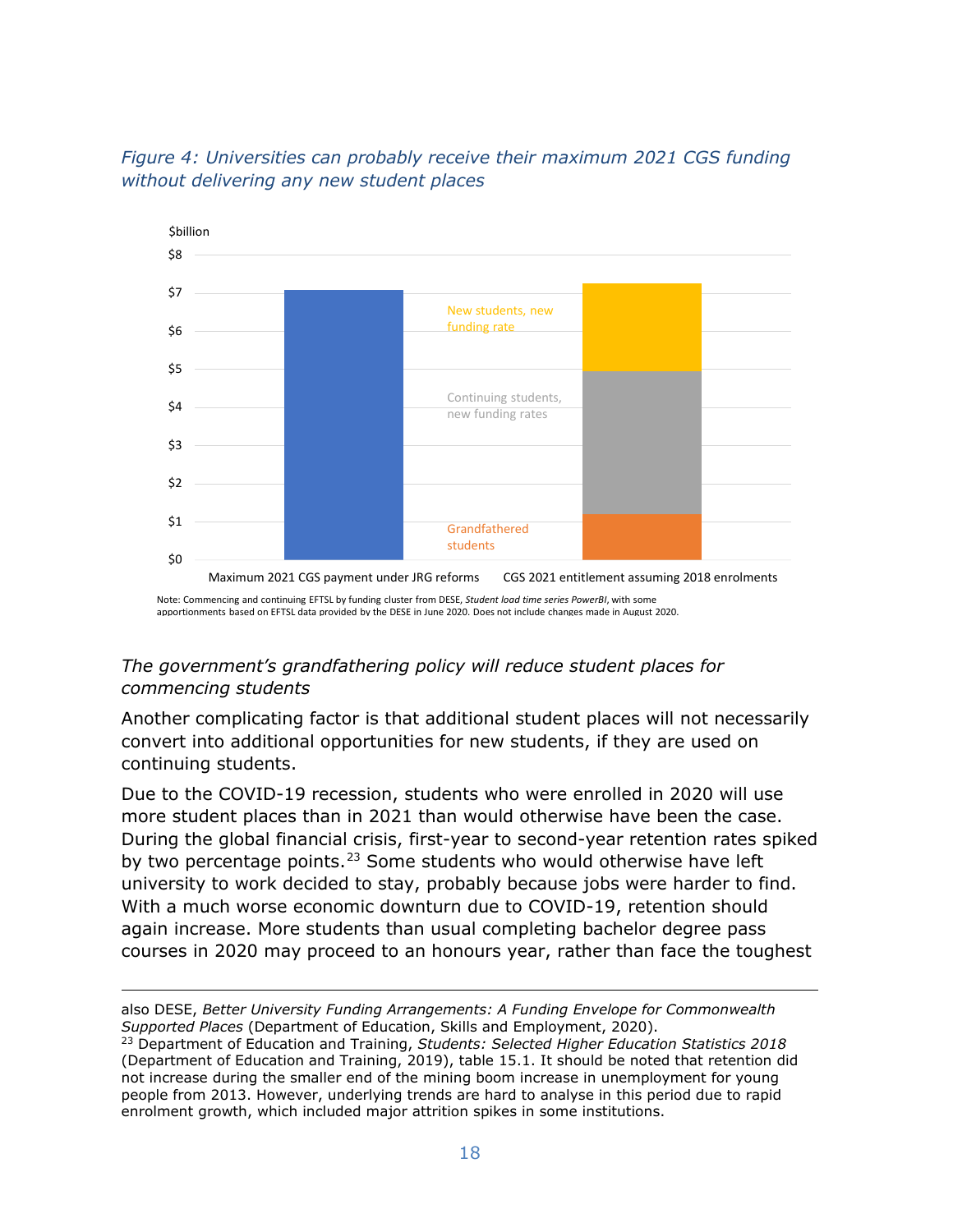*Figure 4: Universities can probably receive their maximum 2021 CGS funding without delivering any new student places*

$billion

$8

$7

$6

$5

$4

$3

$2

$1

$0

New students, new funding rate

Continuing students, new funding rates

Grandfathered students

Maximum 2021 CGS payment under JRG reforms

CGS 2021 entitlement assuming 2018 enrolments

Note: Commencing and continuing EFTSL by funding cluster from DESE, *Student load time series PowerBI*, with some apportionments based on EFTSL data provided by the DESE in June 2020. Does not include changes made in August 2020.

*The government's grandfathering policy will reduce student places for commencing students*

Another complicating factor is that additional student places will not necessarily convert into additional opportunities for new students, if they are used on continuing students.

Due to the COVID-19 recession, students who were enrolled in 2020 will use more student places than in 2021 than would otherwise have been the case. During the global financial crisis, first-year to second-year retention rates spiked by two percentage points.[23] Some students who would otherwise have left university to work decided to stay, probably because jobs were harder to find. With a much worse economic downturn due to COVID-19, retention should again increase. More students than usual completing bachelor degree pass courses in 2020 may proceed to an honours year, rather than face the toughest

---

also DESE, *Better University Funding Arrangements: A Funding Envelope for Commonwealth Supported Places* (Department of Education, Skills and Employment, 2020).

[23] Department of Education and Training, *Students: Selected Higher Education Statistics 2018* (Department of Education and Training, 2019), table 15.1. It should be noted that retention did not increase during the smaller end of the mining boom increase in unemployment for young people from 2013. However, underlying trends are hard to analyse in this period due to rapid enrolment growth, which included major attrition spikes in some institutions.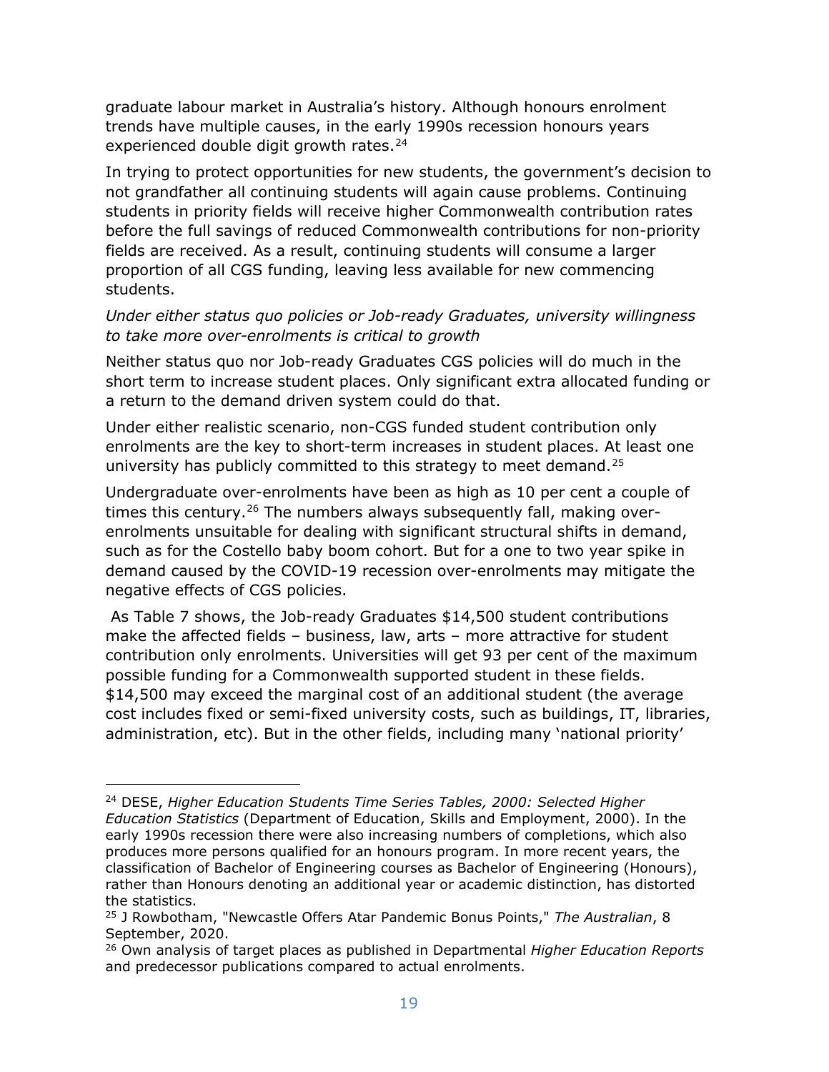graduate labour market in Australia's history. Although honours enrolment trends have multiple causes, in the early 1990s recession honours years experienced double digit growth rates.[24]

In trying to protect opportunities for new students, the government's decision to not grandfather all continuing students will again cause problems. Continuing students in priority fields will receive higher Commonwealth contribution rates before the full savings of reduced Commonwealth contributions for non-priority fields are received. As a result, continuing students will consume a larger proportion of all CGS funding, leaving less available for new commencing students.

*Under either status quo policies or Job-ready Graduates, university willingness to take more over-enrolments is critical to growth*

Neither status quo nor Job-ready Graduates CGS policies will do much in the short term to increase student places. Only significant extra allocated funding or a return to the demand driven system could do that.

Under either realistic scenario, non-CGS funded student contribution only enrolments are the key to short-term increases in student places. At least one university has publicly committed to this strategy to meet demand.[25]

Undergraduate over-enrolments have been as high as 10 per cent a couple of times this century.[26] The numbers always subsequently fall, making over-enrolments unsuitable for dealing with significant structural shifts in demand, such as for the Costello baby boom cohort. But for a one to two year spike in demand caused by the COVID-19 recession over-enrolments may mitigate the negative effects of CGS policies.

As Table 7 shows, the Job-ready Graduates $14,500 student contributions make the affected fields – business, law, arts – more attractive for student contribution only enrolments. Universities will get 93 per cent of the maximum possible funding for a Commonwealth supported student in these fields. $14,500 may exceed the marginal cost of an additional student (the average cost includes fixed or semi-fixed university costs, such as buildings, IT, libraries, administration, etc). But in the other fields, including many 'national priority'

---

[24] DESE, *Higher Education Students Time Series Tables, 2000: Selected Higher Education Statistics* (Department of Education, Skills and Employment, 2000). In the early 1990s recession there were also increasing numbers of completions, which also produces more persons qualified for an honours program. In more recent years, the classification of Bachelor of Engineering courses as Bachelor of Engineering (Honours), rather than Honours denoting an additional year or academic distinction, has distorted the statistics.

[25] J Rowbotham, "Newcastle Offers Atar Pandemic Bonus Points," *The Australian*, 8 September, 2020.

[26] Own analysis of target places as published in Departmental *Higher Education Reports* and predecessor publications compared to actual enrolments.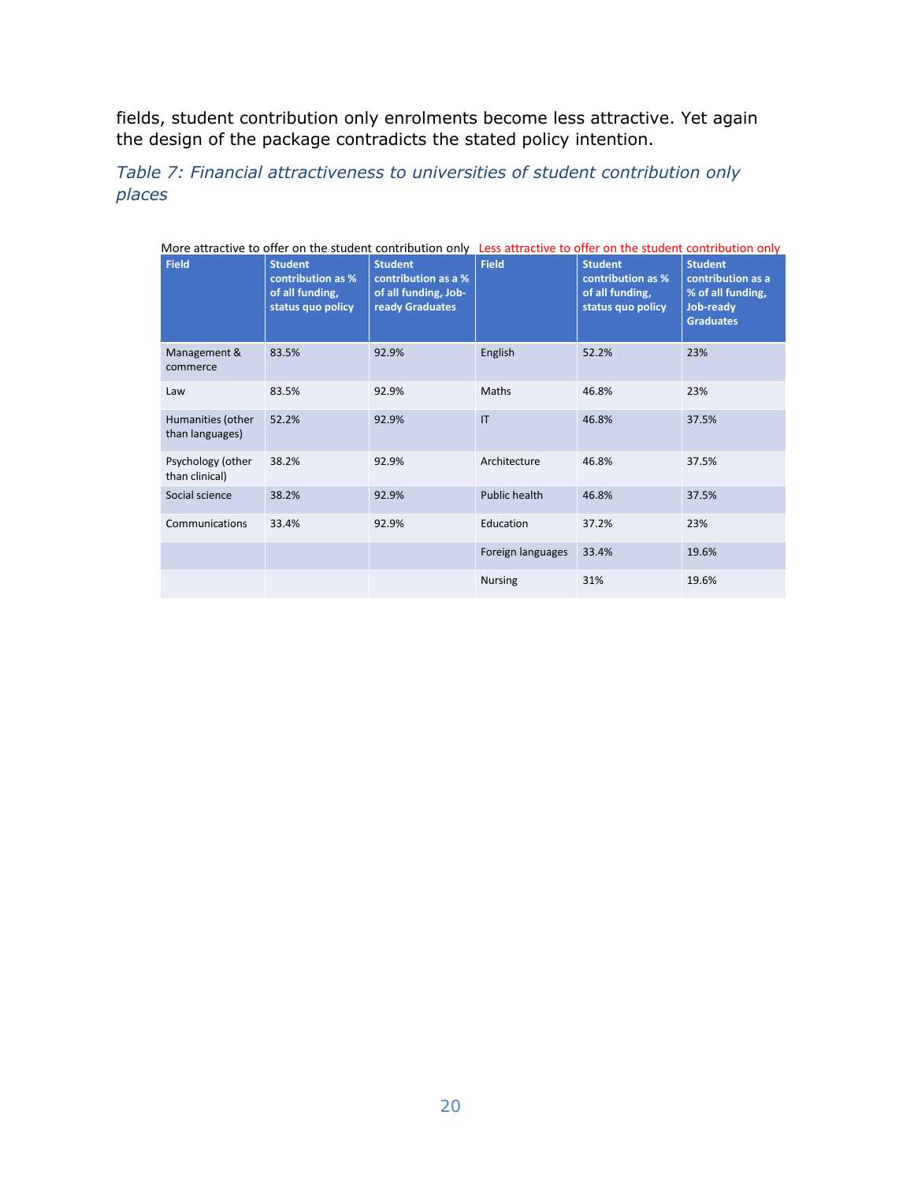fields, student contribution only enrolments become less attractive. Yet again the design of the package contradicts the stated policy intention.

*Table 7: Financial attractiveness to universities of student contribution only places*

| More attractive to offer on the student contribution only | | | Less attractive to offer on the student contribution only | | |
|---|---|---|---|---|---|
| **Field** | **Student contribution as % of all funding, status quo policy** | **Student contribution as a % of all funding, Job-ready Graduates** | **Field** | **Student contribution as % of all funding, status quo policy** | **Student contribution as a % of all funding, Job-ready Graduates** |
| Management & commerce | 83.5% | 92.9% | English | 52.2% | 23% |
| Law | 83.5% | 92.9% | Maths | 46.8% | 23% |
| Humanities (other than languages) | 52.2% | 92.9% | IT | 46.8% | 37.5% |
| Psychology (other than clinical) | 38.2% | 92.9% | Architecture | 46.8% | 37.5% |
| Social science | 38.2% | 92.9% | Public health | 46.8% | 37.5% |
| Communications | 33.4% | 92.9% | Education | 37.2% | 23% |
| | | | Foreign languages | 33.4% | 19.6% |
| | | | Nursing | 31% | 19.6% |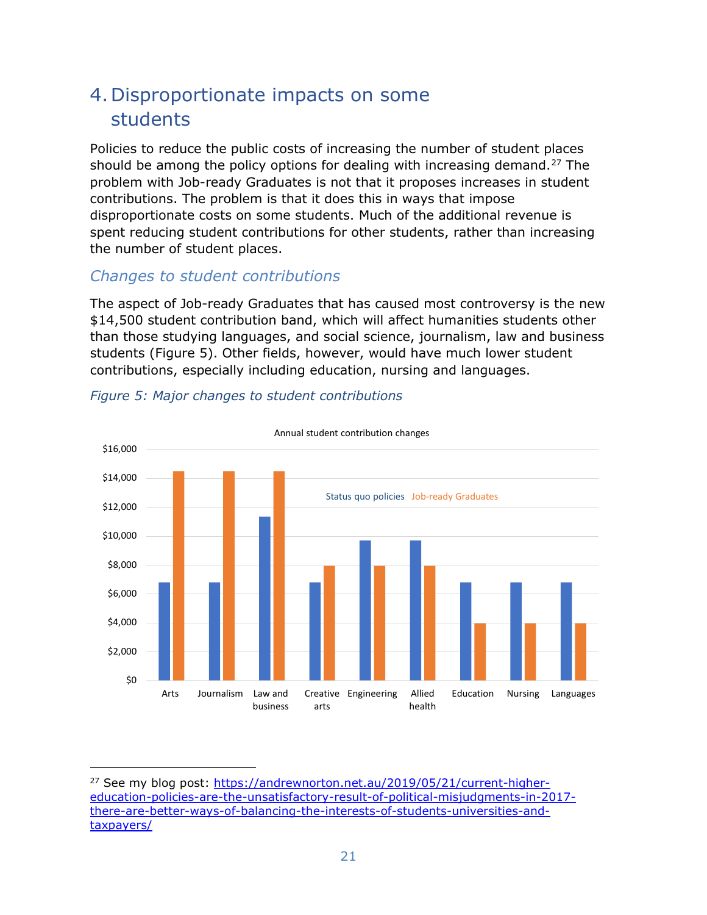# 4. Disproportionate impacts on some students

Policies to reduce the public costs of increasing the number of student places should be among the policy options for dealing with increasing demand.[27] The problem with Job-ready Graduates is not that it proposes increases in student contributions. The problem is that it does this in ways that impose disproportionate costs on some students. Much of the additional revenue is spent reducing student contributions for other students, rather than increasing the number of student places.

## *Changes to student contributions*

The aspect of Job-ready Graduates that has caused most controversy is the new $14,500 student contribution band, which will affect humanities students other than those studying languages, and social science, journalism, law and business students (Figure 5). Other fields, however, would have much lower student contributions, especially including education, nursing and languages.

*Figure 5: Major changes to student contributions*

[27] See my blog post: https://andrewnorton.net.au/2019/05/21/current-higher-education-policies-are-the-unsatisfactory-result-of-political-misjudgments-in-2017-there-are-better-ways-of-balancing-the-interests-of-students-universities-and-taxpayers/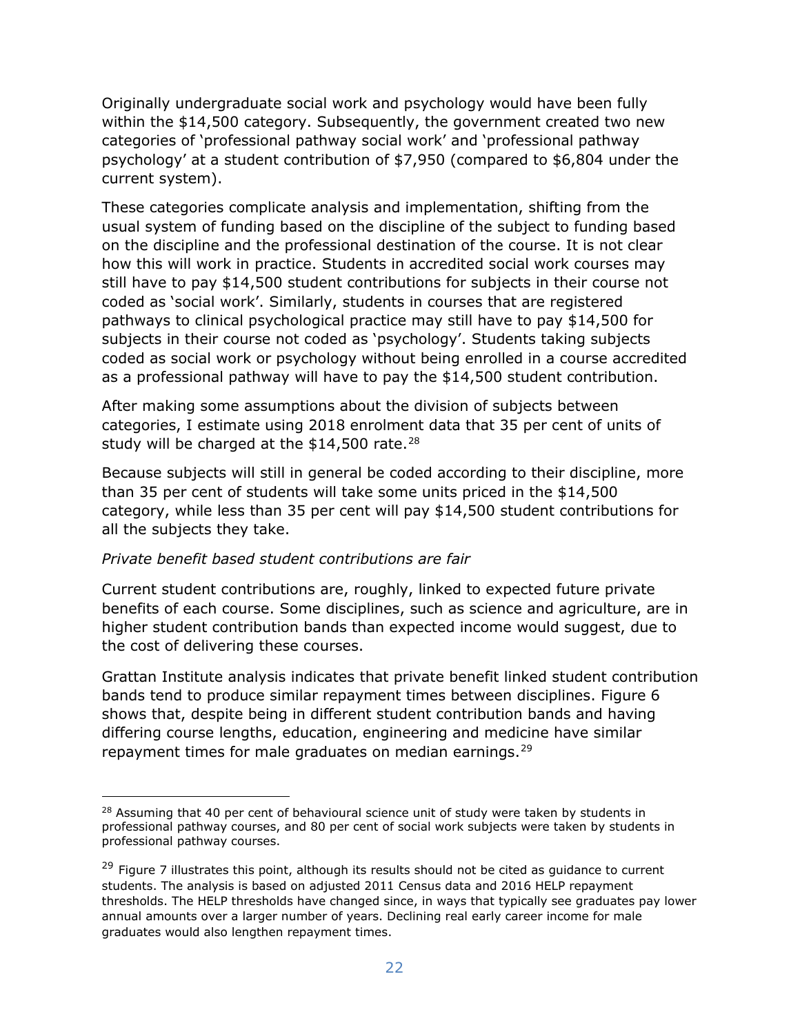Originally undergraduate social work and psychology would have been fully within the $14,500 category. Subsequently, the government created two new categories of 'professional pathway social work' and 'professional pathway psychology' at a student contribution of $7,950 (compared to $6,804 under the current system).

These categories complicate analysis and implementation, shifting from the usual system of funding based on the discipline of the subject to funding based on the discipline and the professional destination of the course. It is not clear how this will work in practice. Students in accredited social work courses may still have to pay $14,500 student contributions for subjects in their course not coded as 'social work'. Similarly, students in courses that are registered pathways to clinical psychological practice may still have to pay $14,500 for subjects in their course not coded as 'psychology'. Students taking subjects coded as social work or psychology without being enrolled in a course accredited as a professional pathway will have to pay the $14,500 student contribution.

After making some assumptions about the division of subjects between categories, I estimate using 2018 enrolment data that 35 per cent of units of study will be charged at the $14,500 rate.[28]

Because subjects will still in general be coded according to their discipline, more than 35 per cent of students will take some units priced in the $14,500 category, while less than 35 per cent will pay $14,500 student contributions for all the subjects they take.

*Private benefit based student contributions are fair*

Current student contributions are, roughly, linked to expected future private benefits of each course. Some disciplines, such as science and agriculture, are in higher student contribution bands than expected income would suggest, due to the cost of delivering these courses.

Grattan Institute analysis indicates that private benefit linked student contribution bands tend to produce similar repayment times between disciplines. Figure 6 shows that, despite being in different student contribution bands and having differing course lengths, education, engineering and medicine have similar repayment times for male graduates on median earnings.[29]

---

[28] Assuming that 40 per cent of behavioural science unit of study were taken by students in professional pathway courses, and 80 per cent of social work subjects were taken by students in professional pathway courses.

[29] Figure 7 illustrates this point, although its results should not be cited as guidance to current students. The analysis is based on adjusted 2011 Census data and 2016 HELP repayment thresholds. The HELP thresholds have changed since, in ways that typically see graduates pay lower annual amounts over a larger number of years. Declining real early career income for male graduates would also lengthen repayment times.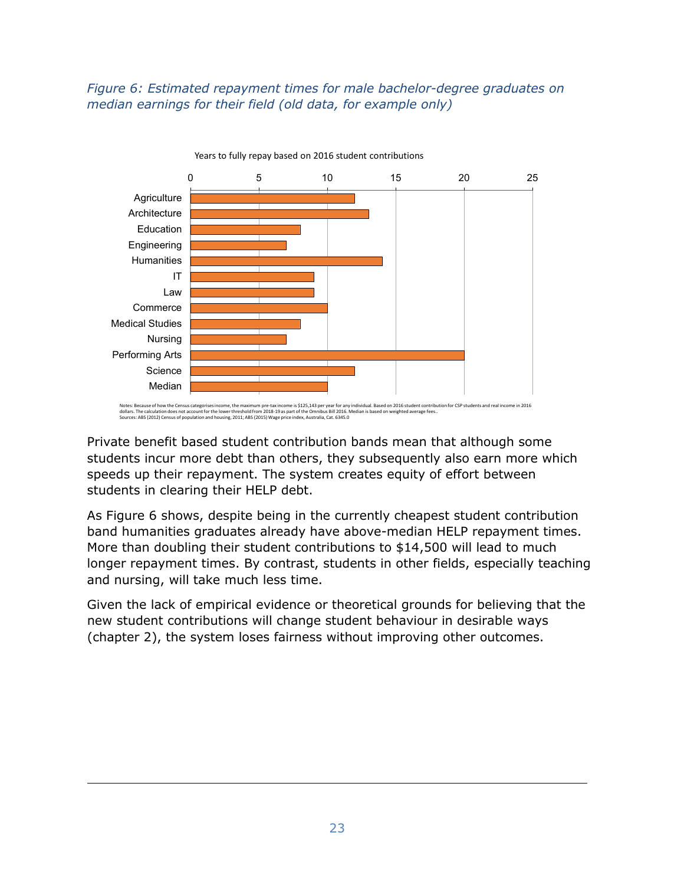*Figure 6: Estimated repayment times for male bachelor-degree graduates on median earnings for their field (old data, for example only)*

Years to fully repay based on 2016 student contributions

| Field | Years |
|---|---|
| Agriculture | 12 |
| Architecture | 13 |
| Education | 8 |
| Engineering | 7 |
| Humanities | 14 |
| IT | 9 |
| Law | 9 |
| Commerce | 10 |
| Medical Studies | 8 |
| Nursing | 7 |
| Performing Arts | 20 |
| Science | 12 |
| Median | 10 |

Notes: Because of how the Census categorises income, the maximum pre-tax income is $125,143 per year for any individual. Based on 2016 student contribution for CSP students and real income in 2016 dollars. The calculation does not account for the lower threshold from 2018-19 as part of the Omnibus Bill 2016. Median is based on weighted average fees..
Sources: ABS (2012) Census of population and housing, 2011; ABS (2015) Wage price index, Australia, Cat. 6345.0

Private benefit based student contribution bands mean that although some students incur more debt than others, they subsequently also earn more which speeds up their repayment. The system creates equity of effort between students in clearing their HELP debt.

As Figure 6 shows, despite being in the currently cheapest student contribution band humanities graduates already have above-median HELP repayment times. More than doubling their student contributions to $14,500 will lead to much longer repayment times. By contrast, students in other fields, especially teaching and nursing, will take much less time.

Given the lack of empirical evidence or theoretical grounds for believing that the new student contributions will change student behaviour in desirable ways (chapter 2), the system loses fairness without improving other outcomes.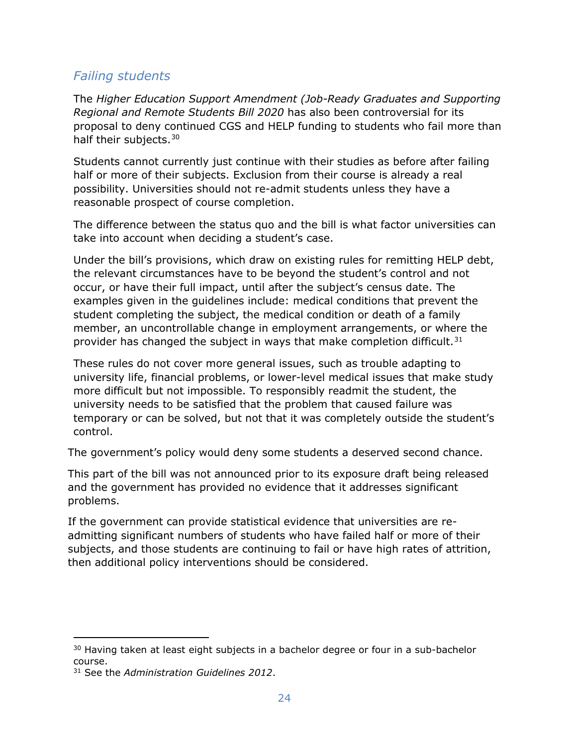### *Failing students*

The *Higher Education Support Amendment (Job-Ready Graduates and Supporting Regional and Remote Students Bill 2020* has also been controversial for its proposal to deny continued CGS and HELP funding to students who fail more than half their subjects.[30]

Students cannot currently just continue with their studies as before after failing half or more of their subjects. Exclusion from their course is already a real possibility. Universities should not re-admit students unless they have a reasonable prospect of course completion.

The difference between the status quo and the bill is what factor universities can take into account when deciding a student's case.

Under the bill's provisions, which draw on existing rules for remitting HELP debt, the relevant circumstances have to be beyond the student's control and not occur, or have their full impact, until after the subject's census date. The examples given in the guidelines include: medical conditions that prevent the student completing the subject, the medical condition or death of a family member, an uncontrollable change in employment arrangements, or where the provider has changed the subject in ways that make completion difficult.[31]

These rules do not cover more general issues, such as trouble adapting to university life, financial problems, or lower-level medical issues that make study more difficult but not impossible. To responsibly readmit the student, the university needs to be satisfied that the problem that caused failure was temporary or can be solved, but not that it was completely outside the student's control.

The government's policy would deny some students a deserved second chance.

This part of the bill was not announced prior to its exposure draft being released and the government has provided no evidence that it addresses significant problems.

If the government can provide statistical evidence that universities are re-admitting significant numbers of students who have failed half or more of their subjects, and those students are continuing to fail or have high rates of attrition, then additional policy interventions should be considered.

---

[30] Having taken at least eight subjects in a bachelor degree or four in a sub-bachelor course.

[31] See the *Administration Guidelines 2012*.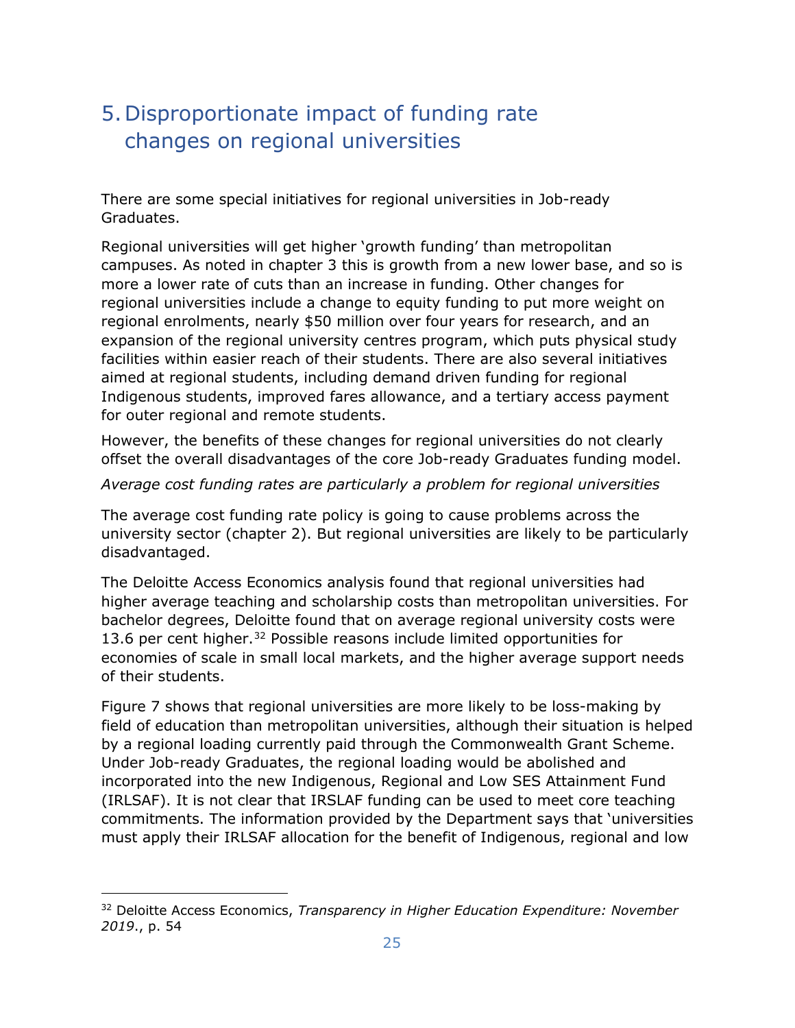# 5. Disproportionate impact of funding rate changes on regional universities

There are some special initiatives for regional universities in Job-ready Graduates.

Regional universities will get higher 'growth funding' than metropolitan campuses. As noted in chapter 3 this is growth from a new lower base, and so is more a lower rate of cuts than an increase in funding. Other changes for regional universities include a change to equity funding to put more weight on regional enrolments, nearly $50 million over four years for research, and an expansion of the regional university centres program, which puts physical study facilities within easier reach of their students. There are also several initiatives aimed at regional students, including demand driven funding for regional Indigenous students, improved fares allowance, and a tertiary access payment for outer regional and remote students.

However, the benefits of these changes for regional universities do not clearly offset the overall disadvantages of the core Job-ready Graduates funding model.

*Average cost funding rates are particularly a problem for regional universities*

The average cost funding rate policy is going to cause problems across the university sector (chapter 2). But regional universities are likely to be particularly disadvantaged.

The Deloitte Access Economics analysis found that regional universities had higher average teaching and scholarship costs than metropolitan universities. For bachelor degrees, Deloitte found that on average regional university costs were 13.6 per cent higher.[32] Possible reasons include limited opportunities for economies of scale in small local markets, and the higher average support needs of their students.

Figure 7 shows that regional universities are more likely to be loss-making by field of education than metropolitan universities, although their situation is helped by a regional loading currently paid through the Commonwealth Grant Scheme. Under Job-ready Graduates, the regional loading would be abolished and incorporated into the new Indigenous, Regional and Low SES Attainment Fund (IRLSAF). It is not clear that IRSLAF funding can be used to meet core teaching commitments. The information provided by the Department says that 'universities must apply their IRLSAF allocation for the benefit of Indigenous, regional and low

---

[32] Deloitte Access Economics, *Transparency in Higher Education Expenditure: November 2019.*, p. 54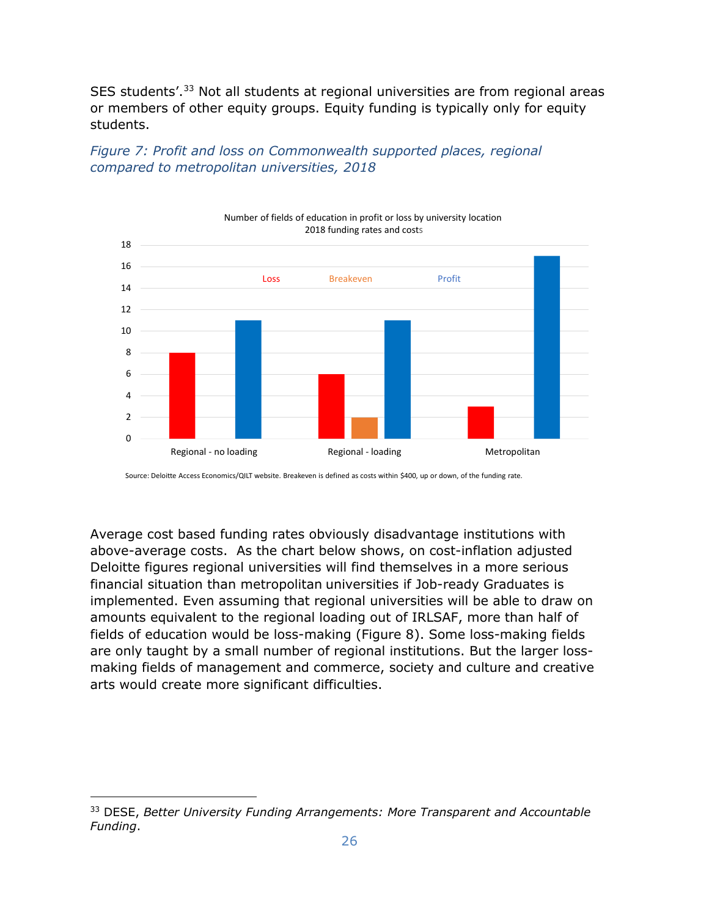SES students'.[33] Not all students at regional universities are from regional areas or members of other equity groups. Equity funding is typically only for equity students.

*Figure 7: Profit and loss on Commonwealth supported places, regional compared to metropolitan universities, 2018*

Number of fields of education in profit or loss by university location
2018 funding rates and costs

| | Loss | Breakeven | Profit |
|---|---|---|---|
| Regional - no loading | 8 | | 11 |
| Regional - loading | 6 | 2 | 11 |
| Metropolitan | 3 | | 17 |

Source: Deloitte Access Economics/QILT website. Breakeven is defined as costs within $400, up or down, of the funding rate.

Average cost based funding rates obviously disadvantage institutions with above-average costs. As the chart below shows, on cost-inflation adjusted Deloitte figures regional universities will find themselves in a more serious financial situation than metropolitan universities if Job-ready Graduates is implemented. Even assuming that regional universities will be able to draw on amounts equivalent to the regional loading out of IRLSAF, more than half of fields of education would be loss-making (Figure 8). Some loss-making fields are only taught by a small number of regional institutions. But the larger loss-making fields of management and commerce, society and culture and creative arts would create more significant difficulties.

---

[33] DESE, *Better University Funding Arrangements: More Transparent and Accountable Funding*.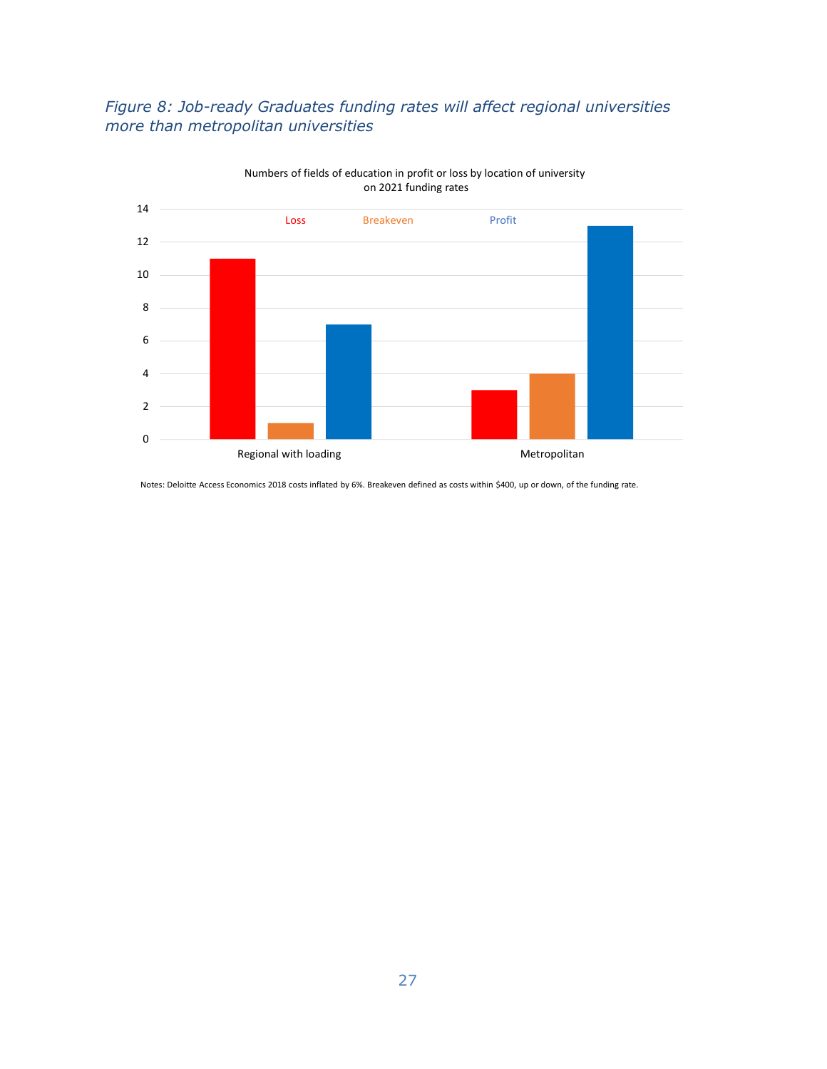*Figure 8: Job-ready Graduates funding rates will affect regional universities more than metropolitan universities*

Numbers of fields of education in profit or loss by location of university on 2021 funding rates

| | Loss | Breakeven | Profit |
|---|---|---|---|
| Regional with loading | 11 | 1 | 7 |
| Metropolitan | 3 | 4 | 13 |

Notes: Deloitte Access Economics 2018 costs inflated by 6%. Breakeven defined as costs within $400, up or down, of the funding rate.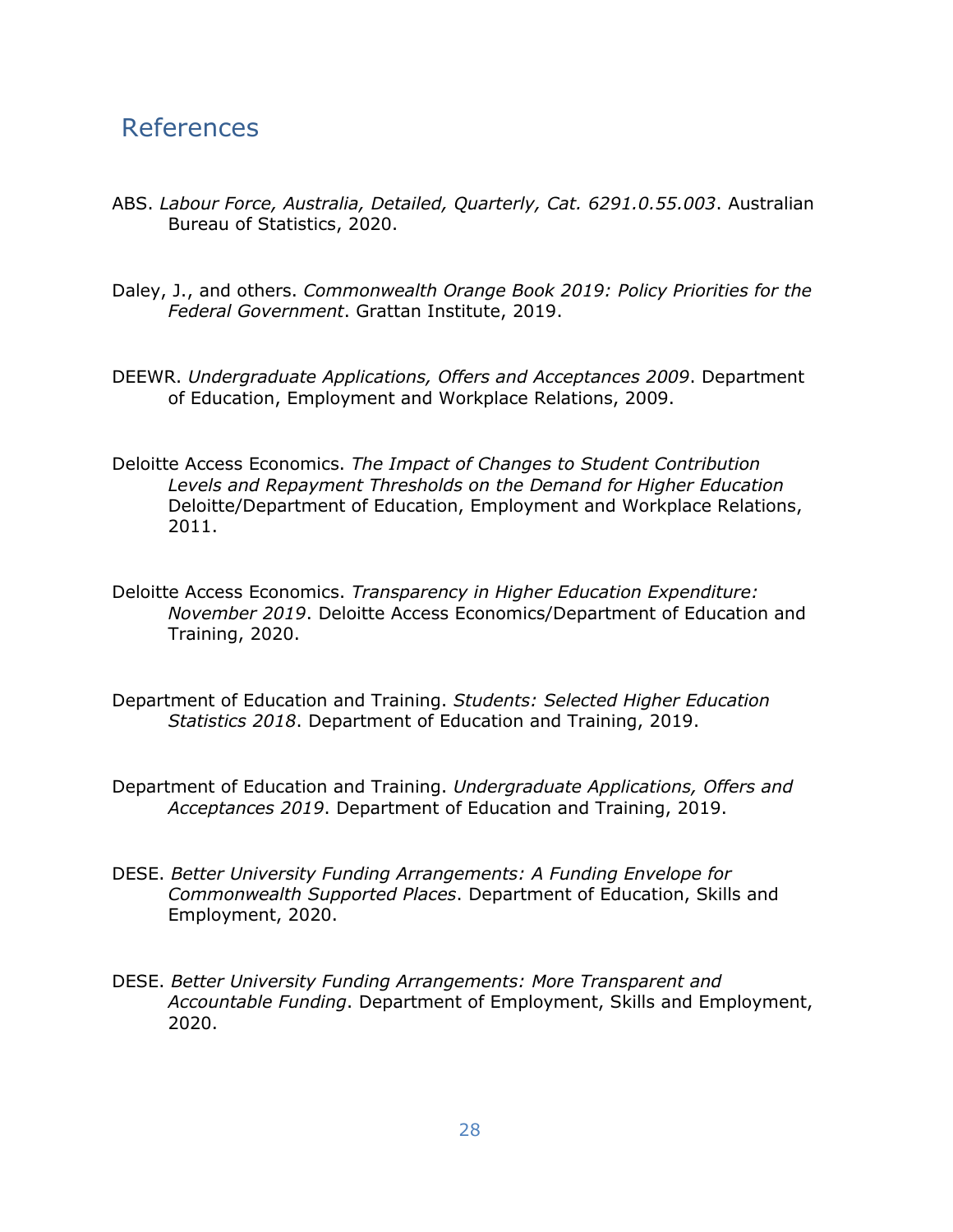# References

ABS. *Labour Force, Australia, Detailed, Quarterly, Cat. 6291.0.55.003*. Australian Bureau of Statistics, 2020.

Daley, J., and others. *Commonwealth Orange Book 2019: Policy Priorities for the Federal Government*. Grattan Institute, 2019.

DEEWR. *Undergraduate Applications, Offers and Acceptances 2009*. Department of Education, Employment and Workplace Relations, 2009.

Deloitte Access Economics. *The Impact of Changes to Student Contribution Levels and Repayment Thresholds on the Demand for Higher Education* Deloitte/Department of Education, Employment and Workplace Relations, 2011.

Deloitte Access Economics. *Transparency in Higher Education Expenditure: November 2019*. Deloitte Access Economics/Department of Education and Training, 2020.

Department of Education and Training. *Students: Selected Higher Education Statistics 2018*. Department of Education and Training, 2019.

Department of Education and Training. *Undergraduate Applications, Offers and Acceptances 2019*. Department of Education and Training, 2019.

DESE. *Better University Funding Arrangements: A Funding Envelope for Commonwealth Supported Places*. Department of Education, Skills and Employment, 2020.

DESE. *Better University Funding Arrangements: More Transparent and Accountable Funding*. Department of Employment, Skills and Employment, 2020.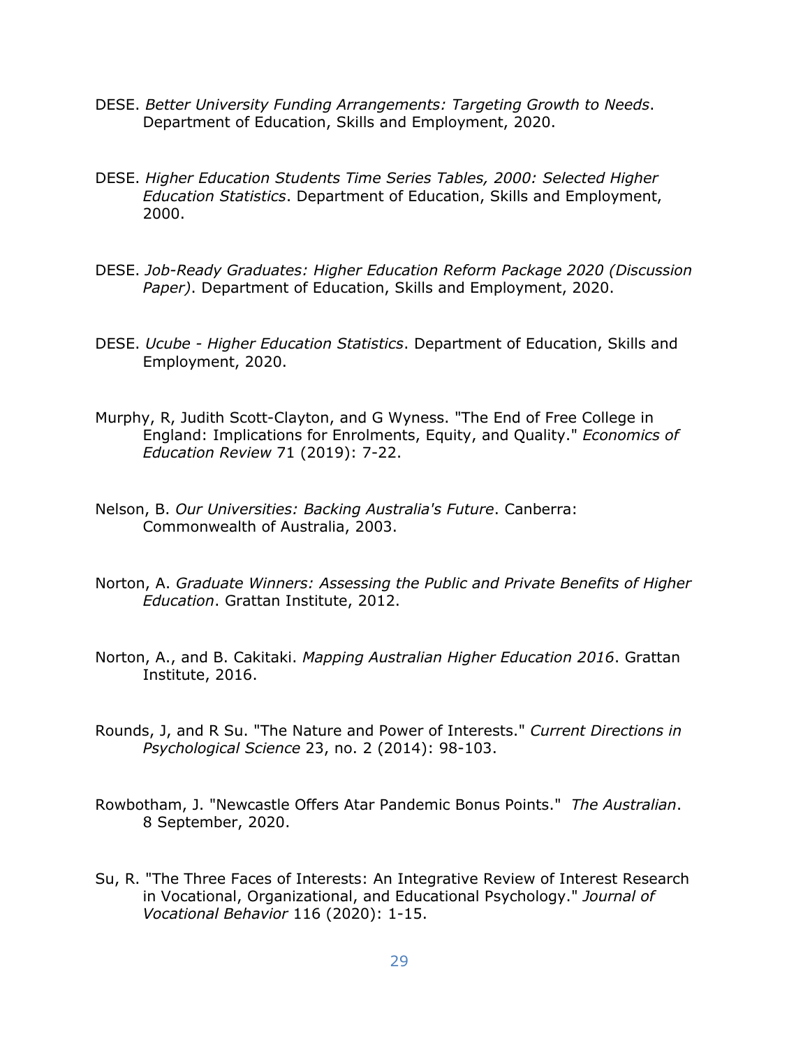DESE. *Better University Funding Arrangements: Targeting Growth to Needs*. Department of Education, Skills and Employment, 2020.

DESE. *Higher Education Students Time Series Tables, 2000: Selected Higher Education Statistics*. Department of Education, Skills and Employment, 2000.

DESE. *Job-Ready Graduates: Higher Education Reform Package 2020 (Discussion Paper)*. Department of Education, Skills and Employment, 2020.

DESE. *Ucube - Higher Education Statistics*. Department of Education, Skills and Employment, 2020.

Murphy, R, Judith Scott-Clayton, and G Wyness. "The End of Free College in England: Implications for Enrolments, Equity, and Quality." *Economics of Education Review* 71 (2019): 7-22.

Nelson, B. *Our Universities: Backing Australia's Future*. Canberra: Commonwealth of Australia, 2003.

Norton, A. *Graduate Winners: Assessing the Public and Private Benefits of Higher Education*. Grattan Institute, 2012.

Norton, A., and B. Cakitaki. *Mapping Australian Higher Education 2016*. Grattan Institute, 2016.

Rounds, J, and R Su. "The Nature and Power of Interests." *Current Directions in Psychological Science* 23, no. 2 (2014): 98-103.

Rowbotham, J. "Newcastle Offers Atar Pandemic Bonus Points." *The Australian*. 8 September, 2020.

Su, R. "The Three Faces of Interests: An Integrative Review of Interest Research in Vocational, Organizational, and Educational Psychology." *Journal of Vocational Behavior* 116 (2020): 1-15.